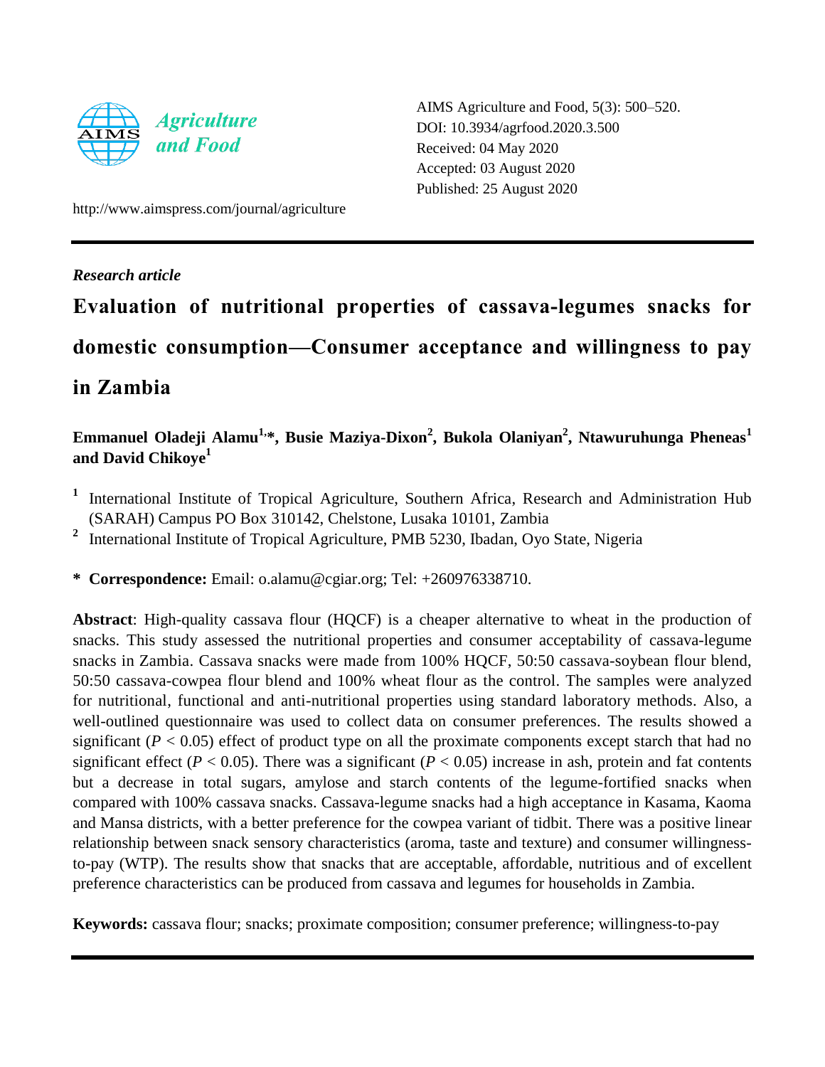AIMS Agriculture and Food, 5(3): 500–520.
DOI: 10.3934/agrfood.2020.3.500
Received: 04 May 2020
Accepted: 03 August 2020
Published: 25 August 2020

http://www.aimspress.com/journal/agriculture

*Research article*

# Evaluation of nutritional properties of cassava-legumes snacks for domestic consumption—Consumer acceptance and willingness to pay in Zambia

**Emmanuel Oladeji Alamu[1,*], Busie Maziya-Dixon[2], Bukola Olaniyan[2], Ntawuruhunga Pheneas[1] and David Chikoye[1]**

[1] International Institute of Tropical Agriculture, Southern Africa, Research and Administration Hub (SARAH) Campus PO Box 310142, Chelstone, Lusaka 10101, Zambia

[2] International Institute of Tropical Agriculture, PMB 5230, Ibadan, Oyo State, Nigeria

* **Correspondence:** Email: o.alamu@cgiar.org; Tel: +260976338710.

**Abstract**: High-quality cassava flour (HQCF) is a cheaper alternative to wheat in the production of snacks. This study assessed the nutritional properties and consumer acceptability of cassava-legume snacks in Zambia. Cassava snacks were made from 100% HQCF, 50:50 cassava-soybean flour blend, 50:50 cassava-cowpea flour blend and 100% wheat flour as the control. The samples were analyzed for nutritional, functional and anti-nutritional properties using standard laboratory methods. Also, a well-outlined questionnaire was used to collect data on consumer preferences. The results showed a significant ($P < 0.05$) effect of product type on all the proximate components except starch that had no significant effect ($P < 0.05$). There was a significant ($P < 0.05$) increase in ash, protein and fat contents but a decrease in total sugars, amylose and starch contents of the legume-fortified snacks when compared with 100% cassava snacks. Cassava-legume snacks had a high acceptance in Kasama, Kaoma and Mansa districts, with a better preference for the cowpea variant of tidbit. There was a positive linear relationship between snack sensory characteristics (aroma, taste and texture) and consumer willingness-to-pay (WTP). The results show that snacks that are acceptable, affordable, nutritious and of excellent preference characteristics can be produced from cassava and legumes for households in Zambia.

**Keywords:** cassava flour; snacks; proximate composition; consumer preference; willingness-to-pay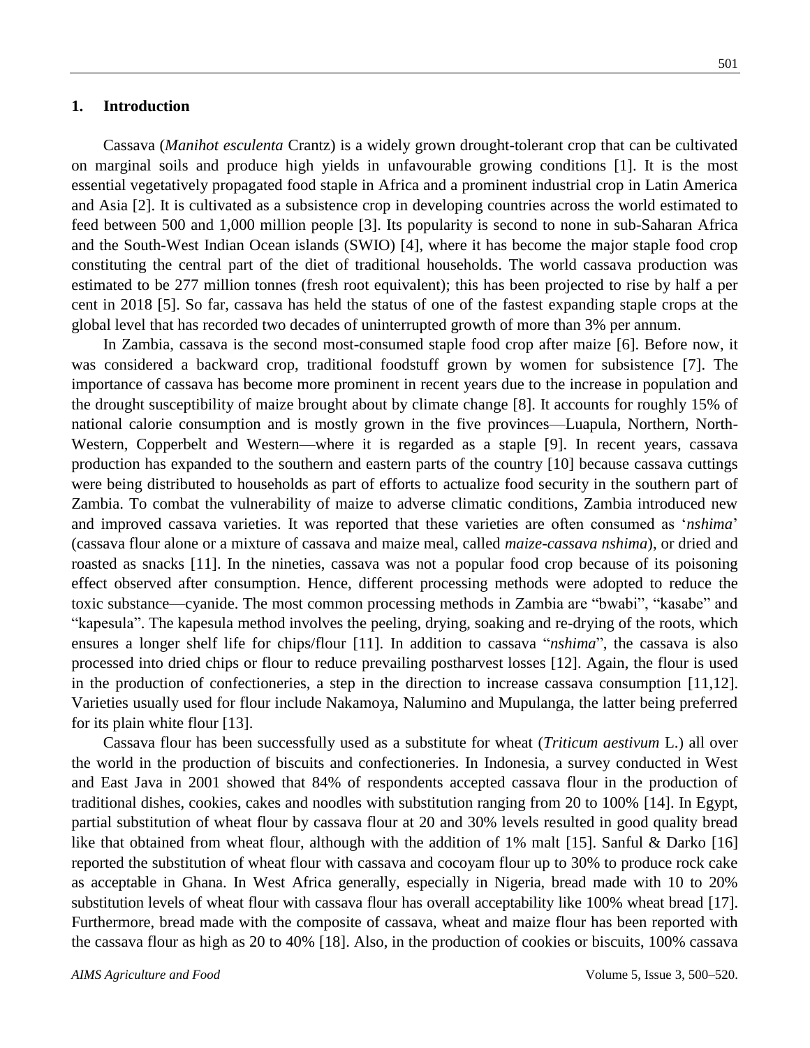## 1. Introduction

Cassava (*Manihot esculenta* Crantz) is a widely grown drought-tolerant crop that can be cultivated on marginal soils and produce high yields in unfavourable growing conditions [1]. It is the most essential vegetatively propagated food staple in Africa and a prominent industrial crop in Latin America and Asia [2]. It is cultivated as a subsistence crop in developing countries across the world estimated to feed between 500 and 1,000 million people [3]. Its popularity is second to none in sub-Saharan Africa and the South-West Indian Ocean islands (SWIO) [4], where it has become the major staple food crop constituting the central part of the diet of traditional households. The world cassava production was estimated to be 277 million tonnes (fresh root equivalent); this has been projected to rise by half a per cent in 2018 [5]. So far, cassava has held the status of one of the fastest expanding staple crops at the global level that has recorded two decades of uninterrupted growth of more than 3% per annum.

In Zambia, cassava is the second most-consumed staple food crop after maize [6]. Before now, it was considered a backward crop, traditional foodstuff grown by women for subsistence [7]. The importance of cassava has become more prominent in recent years due to the increase in population and the drought susceptibility of maize brought about by climate change [8]. It accounts for roughly 15% of national calorie consumption and is mostly grown in the five provinces—Luapula, Northern, North-Western, Copperbelt and Western—where it is regarded as a staple [9]. In recent years, cassava production has expanded to the southern and eastern parts of the country [10] because cassava cuttings were being distributed to households as part of efforts to actualize food security in the southern part of Zambia. To combat the vulnerability of maize to adverse climatic conditions, Zambia introduced new and improved cassava varieties. It was reported that these varieties are often consumed as '*nshima*' (cassava flour alone or a mixture of cassava and maize meal, called *maize-cassava nshima*), or dried and roasted as snacks [11]. In the nineties, cassava was not a popular food crop because of its poisoning effect observed after consumption. Hence, different processing methods were adopted to reduce the toxic substance—cyanide. The most common processing methods in Zambia are "bwabi", "kasabe" and "kapesula". The kapesula method involves the peeling, drying, soaking and re-drying of the roots, which ensures a longer shelf life for chips/flour [11]. In addition to cassava "*nshima*", the cassava is also processed into dried chips or flour to reduce prevailing postharvest losses [12]. Again, the flour is used in the production of confectioneries, a step in the direction to increase cassava consumption [11,12]. Varieties usually used for flour include Nakamoya, Nalumino and Mupulanga, the latter being preferred for its plain white flour [13].

Cassava flour has been successfully used as a substitute for wheat (*Triticum aestivum* L.) all over the world in the production of biscuits and confectioneries. In Indonesia, a survey conducted in West and East Java in 2001 showed that 84% of respondents accepted cassava flour in the production of traditional dishes, cookies, cakes and noodles with substitution ranging from 20 to 100% [14]. In Egypt, partial substitution of wheat flour by cassava flour at 20 and 30% levels resulted in good quality bread like that obtained from wheat flour, although with the addition of 1% malt [15]. Sanful & Darko [16] reported the substitution of wheat flour with cassava and cocoyam flour up to 30% to produce rock cake as acceptable in Ghana. In West Africa generally, especially in Nigeria, bread made with 10 to 20% substitution levels of wheat flour with cassava flour has overall acceptability like 100% wheat bread [17]. Furthermore, bread made with the composite of cassava, wheat and maize flour has been reported with the cassava flour as high as 20 to 40% [18]. Also, in the production of cookies or biscuits, 100% cassava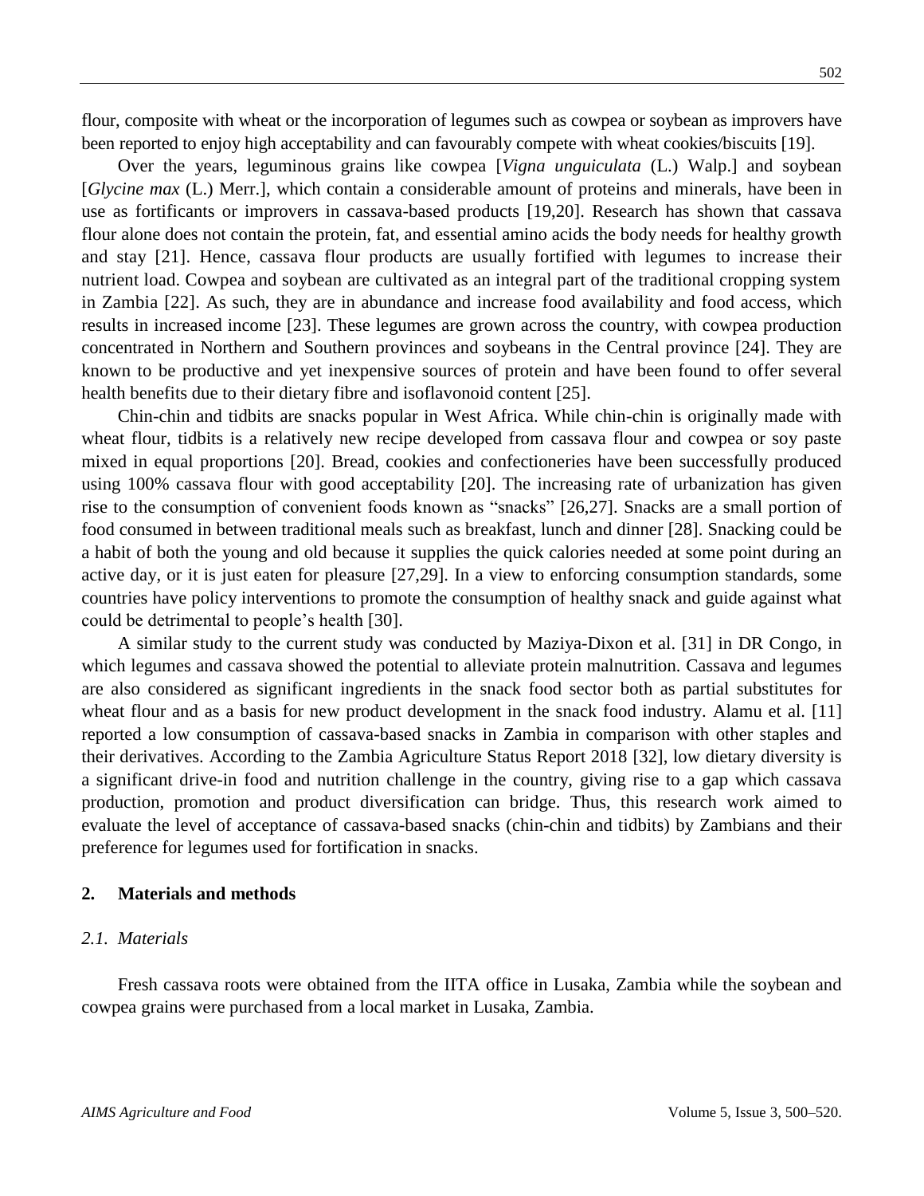flour, composite with wheat or the incorporation of legumes such as cowpea or soybean as improvers have been reported to enjoy high acceptability and can favourably compete with wheat cookies/biscuits [19].

Over the years, leguminous grains like cowpea [*Vigna unguiculata* (L.) Walp.] and soybean [*Glycine max* (L.) Merr.], which contain a considerable amount of proteins and minerals, have been in use as fortificants or improvers in cassava-based products [19,20]. Research has shown that cassava flour alone does not contain the protein, fat, and essential amino acids the body needs for healthy growth and stay [21]. Hence, cassava flour products are usually fortified with legumes to increase their nutrient load. Cowpea and soybean are cultivated as an integral part of the traditional cropping system in Zambia [22]. As such, they are in abundance and increase food availability and food access, which results in increased income [23]. These legumes are grown across the country, with cowpea production concentrated in Northern and Southern provinces and soybeans in the Central province [24]. They are known to be productive and yet inexpensive sources of protein and have been found to offer several health benefits due to their dietary fibre and isoflavonoid content [25].

Chin-chin and tidbits are snacks popular in West Africa. While chin-chin is originally made with wheat flour, tidbits is a relatively new recipe developed from cassava flour and cowpea or soy paste mixed in equal proportions [20]. Bread, cookies and confectioneries have been successfully produced using 100% cassava flour with good acceptability [20]. The increasing rate of urbanization has given rise to the consumption of convenient foods known as "snacks" [26,27]. Snacks are a small portion of food consumed in between traditional meals such as breakfast, lunch and dinner [28]. Snacking could be a habit of both the young and old because it supplies the quick calories needed at some point during an active day, or it is just eaten for pleasure [27,29]. In a view to enforcing consumption standards, some countries have policy interventions to promote the consumption of healthy snack and guide against what could be detrimental to people's health [30].

A similar study to the current study was conducted by Maziya-Dixon et al. [31] in DR Congo, in which legumes and cassava showed the potential to alleviate protein malnutrition. Cassava and legumes are also considered as significant ingredients in the snack food sector both as partial substitutes for wheat flour and as a basis for new product development in the snack food industry. Alamu et al. [11] reported a low consumption of cassava-based snacks in Zambia in comparison with other staples and their derivatives. According to the Zambia Agriculture Status Report 2018 [32], low dietary diversity is a significant drive-in food and nutrition challenge in the country, giving rise to a gap which cassava production, promotion and product diversification can bridge. Thus, this research work aimed to evaluate the level of acceptance of cassava-based snacks (chin-chin and tidbits) by Zambians and their preference for legumes used for fortification in snacks.

## 2. Materials and methods

### *2.1. Materials*

Fresh cassava roots were obtained from the IITA office in Lusaka, Zambia while the soybean and cowpea grains were purchased from a local market in Lusaka, Zambia.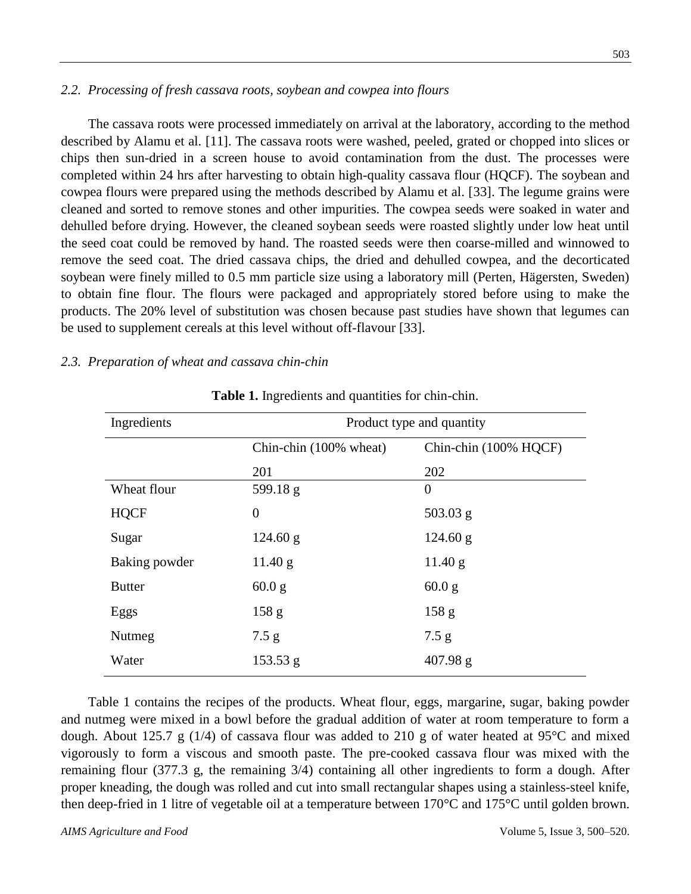### 2.2. Processing of fresh cassava roots, soybean and cowpea into flours

The cassava roots were processed immediately on arrival at the laboratory, according to the method described by Alamu et al. [11]. The cassava roots were washed, peeled, grated or chopped into slices or chips then sun-dried in a screen house to avoid contamination from the dust. The processes were completed within 24 hrs after harvesting to obtain high-quality cassava flour (HQCF). The soybean and cowpea flours were prepared using the methods described by Alamu et al. [33]. The legume grains were cleaned and sorted to remove stones and other impurities. The cowpea seeds were soaked in water and dehulled before drying. However, the cleaned soybean seeds were roasted slightly under low heat until the seed coat could be removed by hand. The roasted seeds were then coarse-milled and winnowed to remove the seed coat. The dried cassava chips, the dried and dehulled cowpea, and the decorticated soybean were finely milled to 0.5 mm particle size using a laboratory mill (Perten, Hägersten, Sweden) to obtain fine flour. The flours were packaged and appropriately stored before using to make the products. The 20% level of substitution was chosen because past studies have shown that legumes can be used to supplement cereals at this level without off-flavour [33].

### 2.3. Preparation of wheat and cassava chin-chin

**Table 1.** Ingredients and quantities for chin-chin.

| Ingredients | Product type and quantity | |
|---|---|---|
| | Chin-chin (100% wheat) | Chin-chin (100% HQCF) |
| | 201 | 202 |
| Wheat flour | 599.18 g | 0 |
| HQCF | 0 | 503.03 g |
| Sugar | 124.60 g | 124.60 g |
| Baking powder | 11.40 g | 11.40 g |
| Butter | 60.0 g | 60.0 g |
| Eggs | 158 g | 158 g |
| Nutmeg | 7.5 g | 7.5 g |
| Water | 153.53 g | 407.98 g |

Table 1 contains the recipes of the products. Wheat flour, eggs, margarine, sugar, baking powder and nutmeg were mixed in a bowl before the gradual addition of water at room temperature to form a dough. About 125.7 g (1/4) of cassava flour was added to 210 g of water heated at 95°C and mixed vigorously to form a viscous and smooth paste. The pre-cooked cassava flour was mixed with the remaining flour (377.3 g, the remaining 3/4) containing all other ingredients to form a dough. After proper kneading, the dough was rolled and cut into small rectangular shapes using a stainless-steel knife, then deep-fried in 1 litre of vegetable oil at a temperature between 170°C and 175°C until golden brown.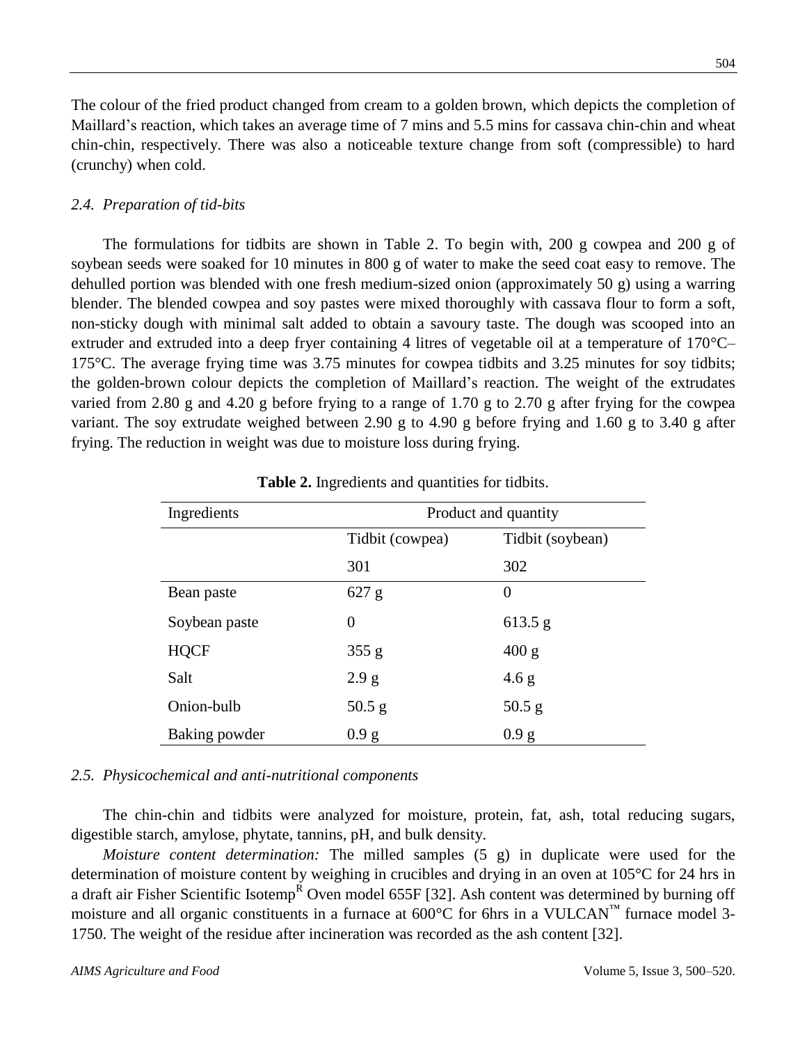The colour of the fried product changed from cream to a golden brown, which depicts the completion of Maillard's reaction, which takes an average time of 7 mins and 5.5 mins for cassava chin-chin and wheat chin-chin, respectively. There was also a noticeable texture change from soft (compressible) to hard (crunchy) when cold.

### *2.4. Preparation of tid-bits*

The formulations for tidbits are shown in Table 2. To begin with, 200 g cowpea and 200 g of soybean seeds were soaked for 10 minutes in 800 g of water to make the seed coat easy to remove. The dehulled portion was blended with one fresh medium-sized onion (approximately 50 g) using a warring blender. The blended cowpea and soy pastes were mixed thoroughly with cassava flour to form a soft, non-sticky dough with minimal salt added to obtain a savoury taste. The dough was scooped into an extruder and extruded into a deep fryer containing 4 litres of vegetable oil at a temperature of 170°C–175°C. The average frying time was 3.75 minutes for cowpea tidbits and 3.25 minutes for soy tidbits; the golden-brown colour depicts the completion of Maillard's reaction. The weight of the extrudates varied from 2.80 g and 4.20 g before frying to a range of 1.70 g to 2.70 g after frying for the cowpea variant. The soy extrudate weighed between 2.90 g to 4.90 g before frying and 1.60 g to 3.40 g after frying. The reduction in weight was due to moisture loss during frying.

**Table 2.** Ingredients and quantities for tidbits.

| Ingredients | Product and quantity | |
|---|---|---|
| | Tidbit (cowpea) | Tidbit (soybean) |
| | 301 | 302 |
| Bean paste | 627 g | 0 |
| Soybean paste | 0 | 613.5 g |
| HQCF | 355 g | 400 g |
| Salt | 2.9 g | 4.6 g |
| Onion-bulb | 50.5 g | 50.5 g |
| Baking powder | 0.9 g | 0.9 g |

### *2.5. Physicochemical and anti-nutritional components*

The chin-chin and tidbits were analyzed for moisture, protein, fat, ash, total reducing sugars, digestible starch, amylose, phytate, tannins, pH, and bulk density.

*Moisture content determination:* The milled samples (5 g) in duplicate were used for the determination of moisture content by weighing in crucibles and drying in an oven at 105°C for 24 hrs in a draft air Fisher Scientific Isotemp[R] Oven model 655F [32]. Ash content was determined by burning off moisture and all organic constituents in a furnace at 600°C for 6hrs in a VULCAN™ furnace model 3-1750. The weight of the residue after incineration was recorded as the ash content [32].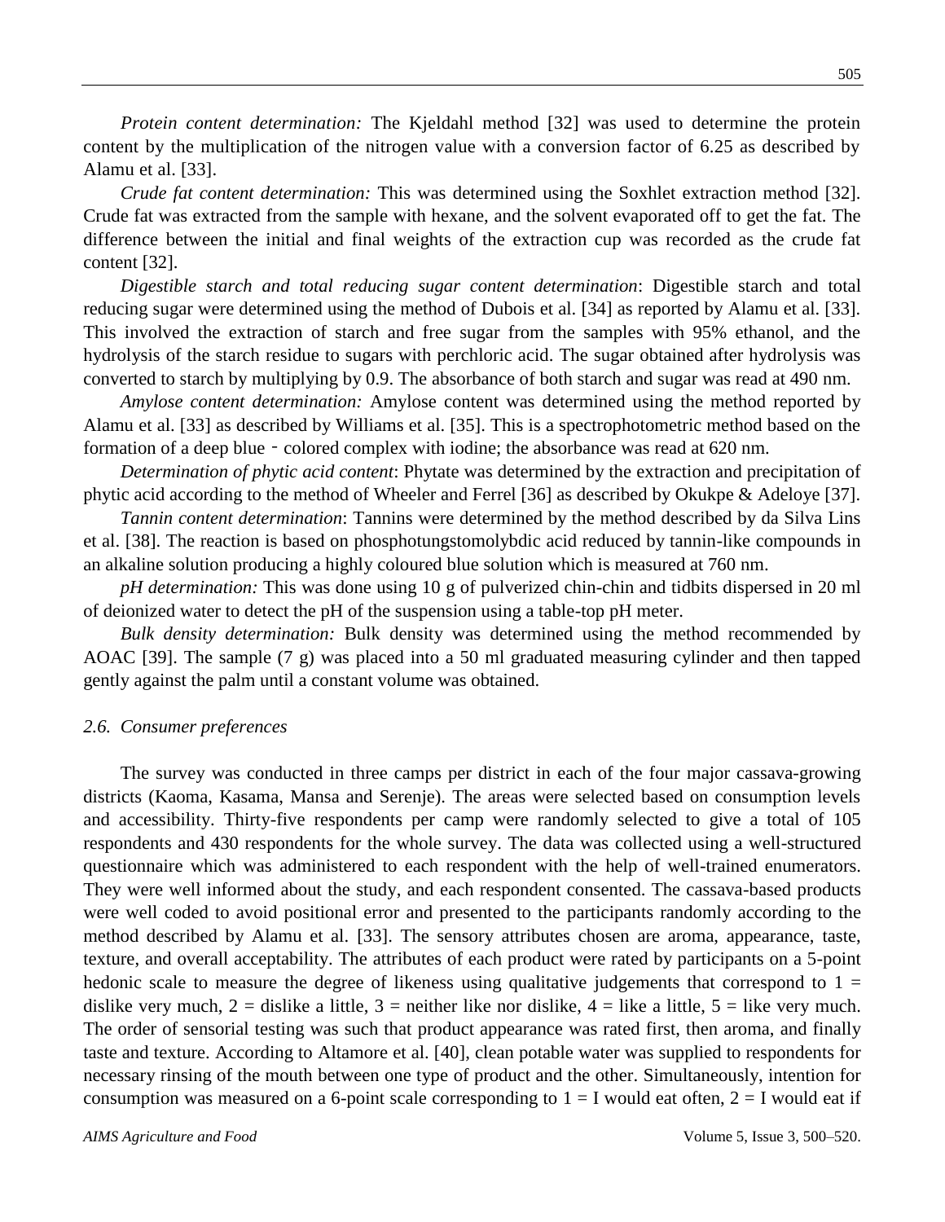*Protein content determination:* The Kjeldahl method [32] was used to determine the protein content by the multiplication of the nitrogen value with a conversion factor of 6.25 as described by Alamu et al. [33].

*Crude fat content determination:* This was determined using the Soxhlet extraction method [32]. Crude fat was extracted from the sample with hexane, and the solvent evaporated off to get the fat. The difference between the initial and final weights of the extraction cup was recorded as the crude fat content [32].

*Digestible starch and total reducing sugar content determination*: Digestible starch and total reducing sugar were determined using the method of Dubois et al. [34] as reported by Alamu et al. [33]. This involved the extraction of starch and free sugar from the samples with 95% ethanol, and the hydrolysis of the starch residue to sugars with perchloric acid. The sugar obtained after hydrolysis was converted to starch by multiplying by 0.9. The absorbance of both starch and sugar was read at 490 nm.

*Amylose content determination:* Amylose content was determined using the method reported by Alamu et al. [33] as described by Williams et al. [35]. This is a spectrophotometric method based on the formation of a deep blue - colored complex with iodine; the absorbance was read at 620 nm.

*Determination of phytic acid content*: Phytate was determined by the extraction and precipitation of phytic acid according to the method of Wheeler and Ferrel [36] as described by Okukpe & Adeloye [37].

*Tannin content determination*: Tannins were determined by the method described by da Silva Lins et al. [38]. The reaction is based on phosphotungstomolybdic acid reduced by tannin-like compounds in an alkaline solution producing a highly coloured blue solution which is measured at 760 nm.

*pH determination:* This was done using 10 g of pulverized chin-chin and tidbits dispersed in 20 ml of deionized water to detect the pH of the suspension using a table-top pH meter.

*Bulk density determination:* Bulk density was determined using the method recommended by AOAC [39]. The sample (7 g) was placed into a 50 ml graduated measuring cylinder and then tapped gently against the palm until a constant volume was obtained.

### *2.6. Consumer preferences*

The survey was conducted in three camps per district in each of the four major cassava-growing districts (Kaoma, Kasama, Mansa and Serenje). The areas were selected based on consumption levels and accessibility. Thirty-five respondents per camp were randomly selected to give a total of 105 respondents and 430 respondents for the whole survey. The data was collected using a well-structured questionnaire which was administered to each respondent with the help of well-trained enumerators. They were well informed about the study, and each respondent consented. The cassava-based products were well coded to avoid positional error and presented to the participants randomly according to the method described by Alamu et al. [33]. The sensory attributes chosen are aroma, appearance, taste, texture, and overall acceptability. The attributes of each product were rated by participants on a 5-point hedonic scale to measure the degree of likeness using qualitative judgements that correspond to 1 = dislike very much, 2 = dislike a little, 3 = neither like nor dislike, 4 = like a little, 5 = like very much. The order of sensorial testing was such that product appearance was rated first, then aroma, and finally taste and texture. According to Altamore et al. [40], clean potable water was supplied to respondents for necessary rinsing of the mouth between one type of product and the other. Simultaneously, intention for consumption was measured on a 6-point scale corresponding to 1 = I would eat often, 2 = I would eat if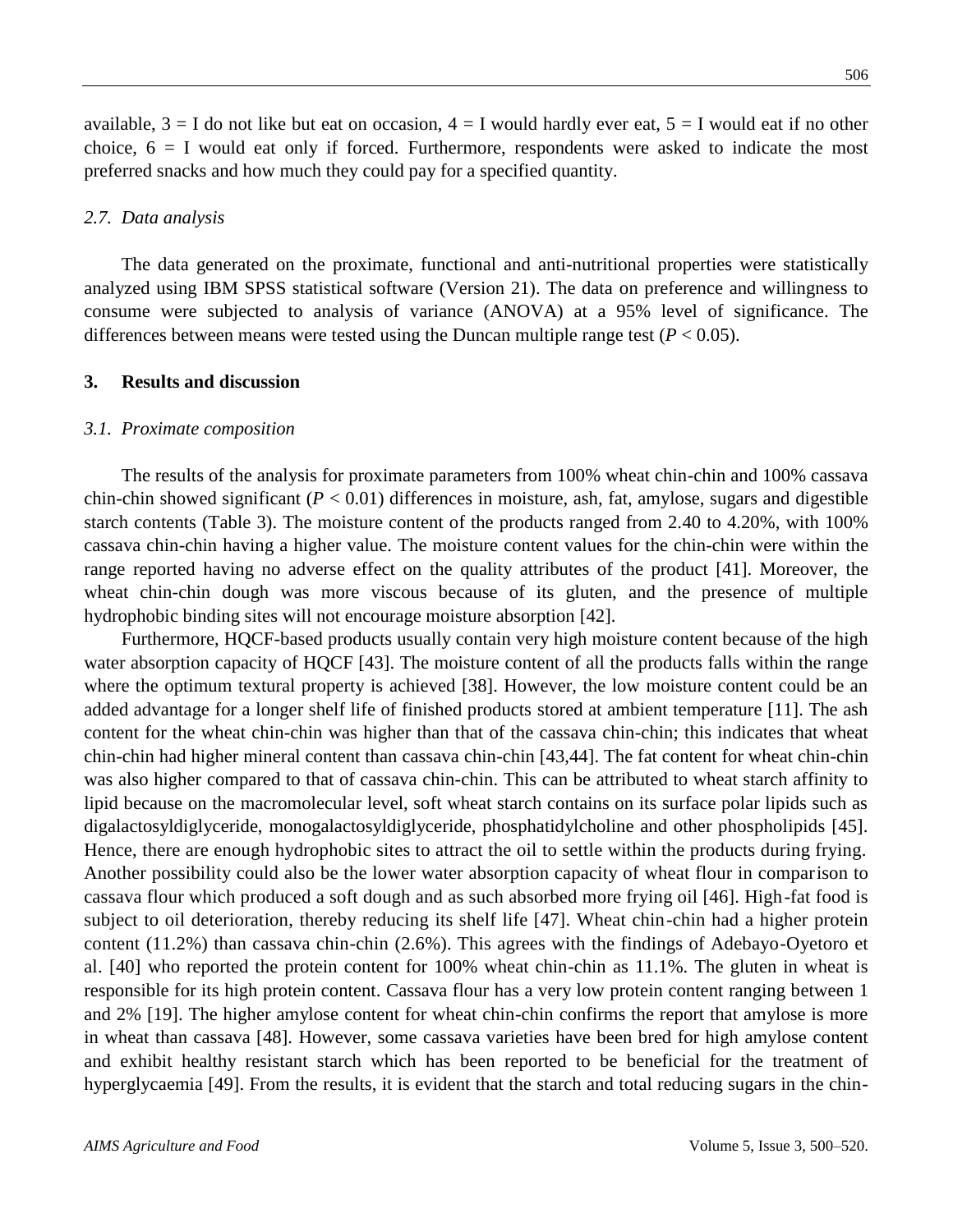available, 3 = I do not like but eat on occasion, 4 = I would hardly ever eat, 5 = I would eat if no other choice, 6 = I would eat only if forced. Furthermore, respondents were asked to indicate the most preferred snacks and how much they could pay for a specified quantity.

### *2.7. Data analysis*

The data generated on the proximate, functional and anti-nutritional properties were statistically analyzed using IBM SPSS statistical software (Version 21). The data on preference and willingness to consume were subjected to analysis of variance (ANOVA) at a 95% level of significance. The differences between means were tested using the Duncan multiple range test ($P < 0.05$).

## **3. Results and discussion**

### *3.1. Proximate composition*

The results of the analysis for proximate parameters from 100% wheat chin-chin and 100% cassava chin-chin showed significant ($P < 0.01$) differences in moisture, ash, fat, amylose, sugars and digestible starch contents (Table 3). The moisture content of the products ranged from 2.40 to 4.20%, with 100% cassava chin-chin having a higher value. The moisture content values for the chin-chin were within the range reported having no adverse effect on the quality attributes of the product [41]. Moreover, the wheat chin-chin dough was more viscous because of its gluten, and the presence of multiple hydrophobic binding sites will not encourage moisture absorption [42].

Furthermore, HQCF-based products usually contain very high moisture content because of the high water absorption capacity of HQCF [43]. The moisture content of all the products falls within the range where the optimum textural property is achieved [38]. However, the low moisture content could be an added advantage for a longer shelf life of finished products stored at ambient temperature [11]. The ash content for the wheat chin-chin was higher than that of the cassava chin-chin; this indicates that wheat chin-chin had higher mineral content than cassava chin-chin [43,44]. The fat content for wheat chin-chin was also higher compared to that of cassava chin-chin. This can be attributed to wheat starch affinity to lipid because on the macromolecular level, soft wheat starch contains on its surface polar lipids such as digalactosyldiglyceride, monogalactosyldiglyceride, phosphatidylcholine and other phospholipids [45]. Hence, there are enough hydrophobic sites to attract the oil to settle within the products during frying. Another possibility could also be the lower water absorption capacity of wheat flour in comparison to cassava flour which produced a soft dough and as such absorbed more frying oil [46]. High-fat food is subject to oil deterioration, thereby reducing its shelf life [47]. Wheat chin-chin had a higher protein content (11.2%) than cassava chin-chin (2.6%). This agrees with the findings of Adebayo-Oyetoro et al. [40] who reported the protein content for 100% wheat chin-chin as 11.1%. The gluten in wheat is responsible for its high protein content. Cassava flour has a very low protein content ranging between 1 and 2% [19]. The higher amylose content for wheat chin-chin confirms the report that amylose is more in wheat than cassava [48]. However, some cassava varieties have been bred for high amylose content and exhibit healthy resistant starch which has been reported to be beneficial for the treatment of hyperglycaemia [49]. From the results, it is evident that the starch and total reducing sugars in the chin-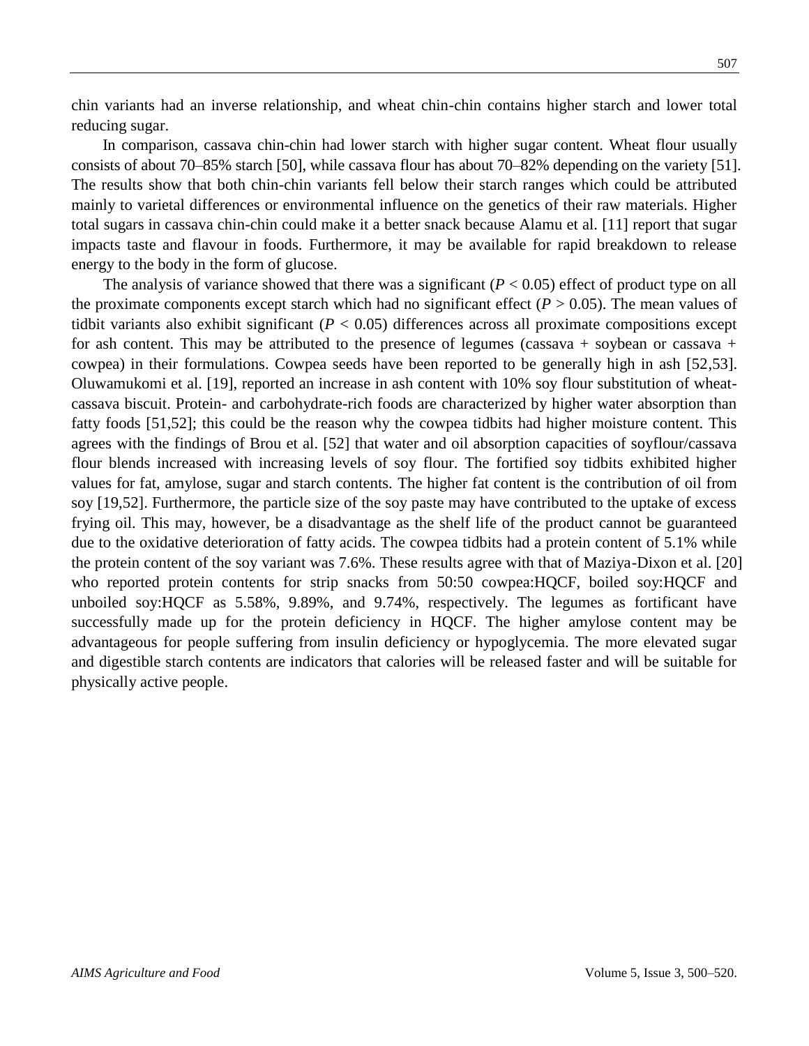chin variants had an inverse relationship, and wheat chin-chin contains higher starch and lower total reducing sugar.

In comparison, cassava chin-chin had lower starch with higher sugar content. Wheat flour usually consists of about 70–85% starch [50], while cassava flour has about 70–82% depending on the variety [51]. The results show that both chin-chin variants fell below their starch ranges which could be attributed mainly to varietal differences or environmental influence on the genetics of their raw materials. Higher total sugars in cassava chin-chin could make it a better snack because Alamu et al. [11] report that sugar impacts taste and flavour in foods. Furthermore, it may be available for rapid breakdown to release energy to the body in the form of glucose.

The analysis of variance showed that there was a significant ($P < 0.05$) effect of product type on all the proximate components except starch which had no significant effect ($P > 0.05$). The mean values of tidbit variants also exhibit significant ($P < 0.05$) differences across all proximate compositions except for ash content. This may be attributed to the presence of legumes (cassava + soybean or cassava + cowpea) in their formulations. Cowpea seeds have been reported to be generally high in ash [52,53]. Oluwamukomi et al. [19], reported an increase in ash content with 10% soy flour substitution of wheat-cassava biscuit. Protein- and carbohydrate-rich foods are characterized by higher water absorption than fatty foods [51,52]; this could be the reason why the cowpea tidbits had higher moisture content. This agrees with the findings of Brou et al. [52] that water and oil absorption capacities of soyflour/cassava flour blends increased with increasing levels of soy flour. The fortified soy tidbits exhibited higher values for fat, amylose, sugar and starch contents. The higher fat content is the contribution of oil from soy [19,52]. Furthermore, the particle size of the soy paste may have contributed to the uptake of excess frying oil. This may, however, be a disadvantage as the shelf life of the product cannot be guaranteed due to the oxidative deterioration of fatty acids. The cowpea tidbits had a protein content of 5.1% while the protein content of the soy variant was 7.6%. These results agree with that of Maziya-Dixon et al. [20] who reported protein contents for strip snacks from 50:50 cowpea:HQCF, boiled soy:HQCF and unboiled soy:HQCF as 5.58%, 9.89%, and 9.74%, respectively. The legumes as fortificant have successfully made up for the protein deficiency in HQCF. The higher amylose content may be advantageous for people suffering from insulin deficiency or hypoglycemia. The more elevated sugar and digestible starch contents are indicators that calories will be released faster and will be suitable for physically active people.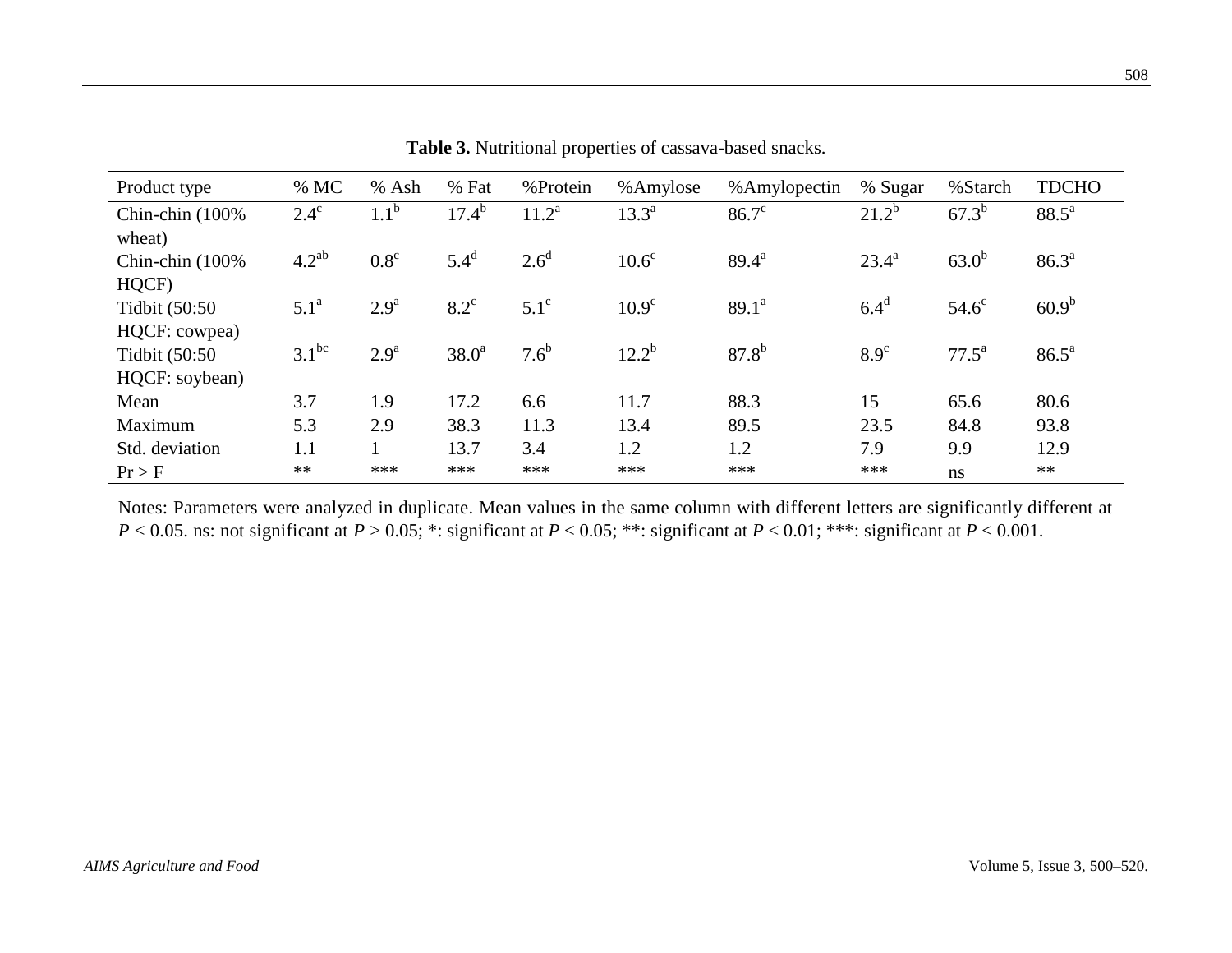**Table 3.** Nutritional properties of cassava-based snacks.

| Product type | % MC | % Ash | % Fat | %Protein | %Amylose | %Amylopectin | % Sugar | %Starch | TDCHO |
|---|---|---|---|---|---|---|---|---|---|
| Chin-chin (100% wheat) | $2.4^{c}$ | $1.1^{b}$ | $17.4^{b}$ | $11.2^{a}$ | $13.3^{a}$ | $86.7^{c}$ | $21.2^{b}$ | $67.3^{b}$ | $88.5^{a}$ |
| Chin-chin (100% HQCF) | $4.2^{ab}$ | $0.8^{c}$ | $5.4^{d}$ | $2.6^{d}$ | $10.6^{c}$ | $89.4^{a}$ | $23.4^{a}$ | $63.0^{b}$ | $86.3^{a}$ |
| Tidbit (50:50 HQCF: cowpea) | $5.1^{a}$ | $2.9^{a}$ | $8.2^{c}$ | $5.1^{c}$ | $10.9^{c}$ | $89.1^{a}$ | $6.4^{d}$ | $54.6^{c}$ | $60.9^{b}$ |
| Tidbit (50:50 HQCF: soybean) | $3.1^{bc}$ | $2.9^{a}$ | $38.0^{a}$ | $7.6^{b}$ | $12.2^{b}$ | $87.8^{b}$ | $8.9^{c}$ | $77.5^{a}$ | $86.5^{a}$ |
| Mean | 3.7 | 1.9 | 17.2 | 6.6 | 11.7 | 88.3 | 15 | 65.6 | 80.6 |
| Maximum | 5.3 | 2.9 | 38.3 | 11.3 | 13.4 | 89.5 | 23.5 | 84.8 | 93.8 |
| Std. deviation | 1.1 | 1 | 13.7 | 3.4 | 1.2 | 1.2 | 7.9 | 9.9 | 12.9 |
| Pr > F | ** | *** | *** | *** | *** | *** | *** | ns | ** |

Notes: Parameters were analyzed in duplicate. Mean values in the same column with different letters are significantly different at $P < 0.05$. ns: not significant at $P > 0.05$; *: significant at $P < 0.05$; **: significant at $P < 0.01$; ***: significant at $P < 0.001$.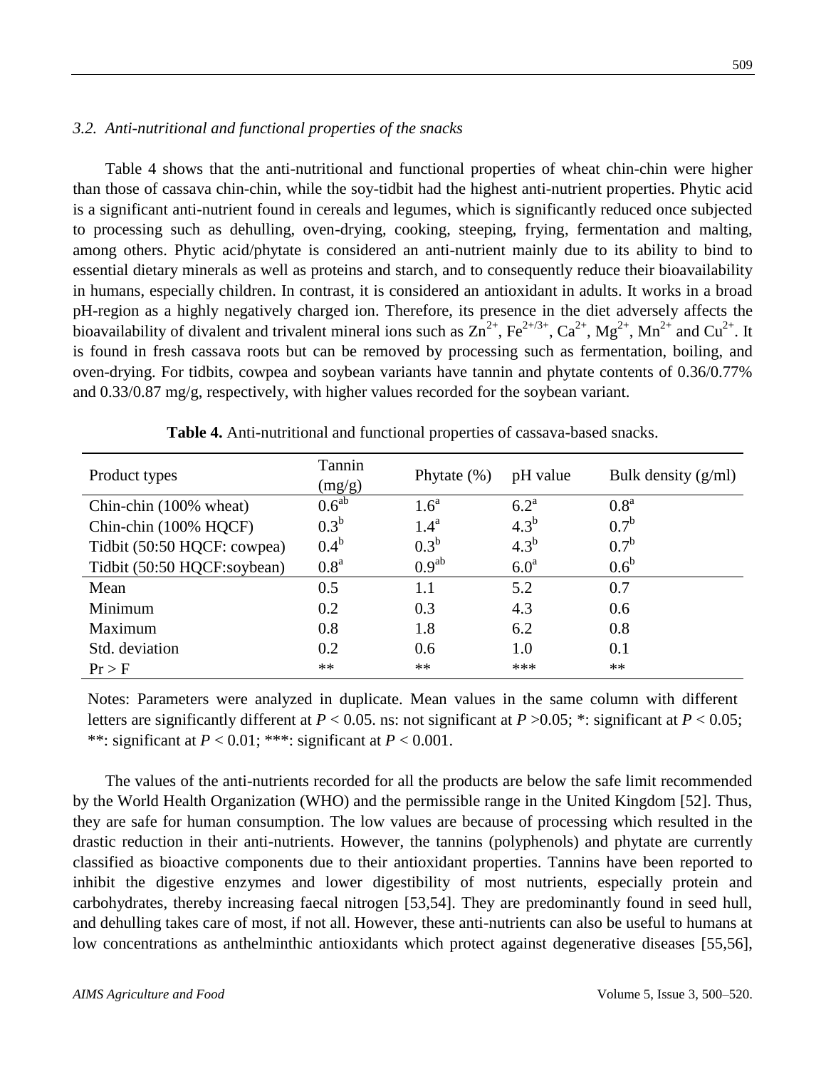### 3.2. Anti-nutritional and functional properties of the snacks

Table 4 shows that the anti-nutritional and functional properties of wheat chin-chin were higher than those of cassava chin-chin, while the soy-tidbit had the highest anti-nutrient properties. Phytic acid is a significant anti-nutrient found in cereals and legumes, which is significantly reduced once subjected to processing such as dehulling, oven-drying, cooking, steeping, frying, fermentation and malting, among others. Phytic acid/phytate is considered an anti-nutrient mainly due to its ability to bind to essential dietary minerals as well as proteins and starch, and to consequently reduce their bioavailability in humans, especially children. In contrast, it is considered an antioxidant in adults. It works in a broad pH-region as a highly negatively charged ion. Therefore, its presence in the diet adversely affects the bioavailability of divalent and trivalent mineral ions such as $Zn^{2+}$, $Fe^{2+/3+}$, $Ca^{2+}$, $Mg^{2+}$, $Mn^{2+}$ and $Cu^{2+}$. It is found in fresh cassava roots but can be removed by processing such as fermentation, boiling, and oven-drying. For tidbits, cowpea and soybean variants have tannin and phytate contents of 0.36/0.77% and 0.33/0.87 mg/g, respectively, with higher values recorded for the soybean variant.

**Table 4.** Anti-nutritional and functional properties of cassava-based snacks.

| Product types | Tannin (mg/g) | Phytate (%) | pH value | Bulk density (g/ml) |
|---|---|---|---|---|
| Chin-chin (100% wheat) | $0.6^{ab}$ | $1.6^{a}$ | $6.2^{a}$ | $0.8^{a}$ |
| Chin-chin (100% HQCF) | $0.3^{b}$ | $1.4^{a}$ | $4.3^{b}$ | $0.7^{b}$ |
| Tidbit (50:50 HQCF: cowpea) | $0.4^{b}$ | $0.3^{b}$ | $4.3^{b}$ | $0.7^{b}$ |
| Tidbit (50:50 HQCF:soybean) | $0.8^{a}$ | $0.9^{ab}$ | $6.0^{a}$ | $0.6^{b}$ |
| Mean | 0.5 | 1.1 | 5.2 | 0.7 |
| Minimum | 0.2 | 0.3 | 4.3 | 0.6 |
| Maximum | 0.8 | 1.8 | 6.2 | 0.8 |
| Std. deviation | 0.2 | 0.6 | 1.0 | 0.1 |
| Pr > F | ** | ** | *** | ** |

Notes: Parameters were analyzed in duplicate. Mean values in the same column with different letters are significantly different at $P < 0.05$. ns: not significant at $P > 0.05$; *: significant at $P < 0.05$; **: significant at $P < 0.01$; ***: significant at $P < 0.001$.

The values of the anti-nutrients recorded for all the products are below the safe limit recommended by the World Health Organization (WHO) and the permissible range in the United Kingdom [52]. Thus, they are safe for human consumption. The low values are because of processing which resulted in the drastic reduction in their anti-nutrients. However, the tannins (polyphenols) and phytate are currently classified as bioactive components due to their antioxidant properties. Tannins have been reported to inhibit the digestive enzymes and lower digestibility of most nutrients, especially protein and carbohydrates, thereby increasing faecal nitrogen [53,54]. They are predominantly found in seed hull, and dehulling takes care of most, if not all. However, these anti-nutrients can also be useful to humans at low concentrations as anthelminthic antioxidants which protect against degenerative diseases [55,56],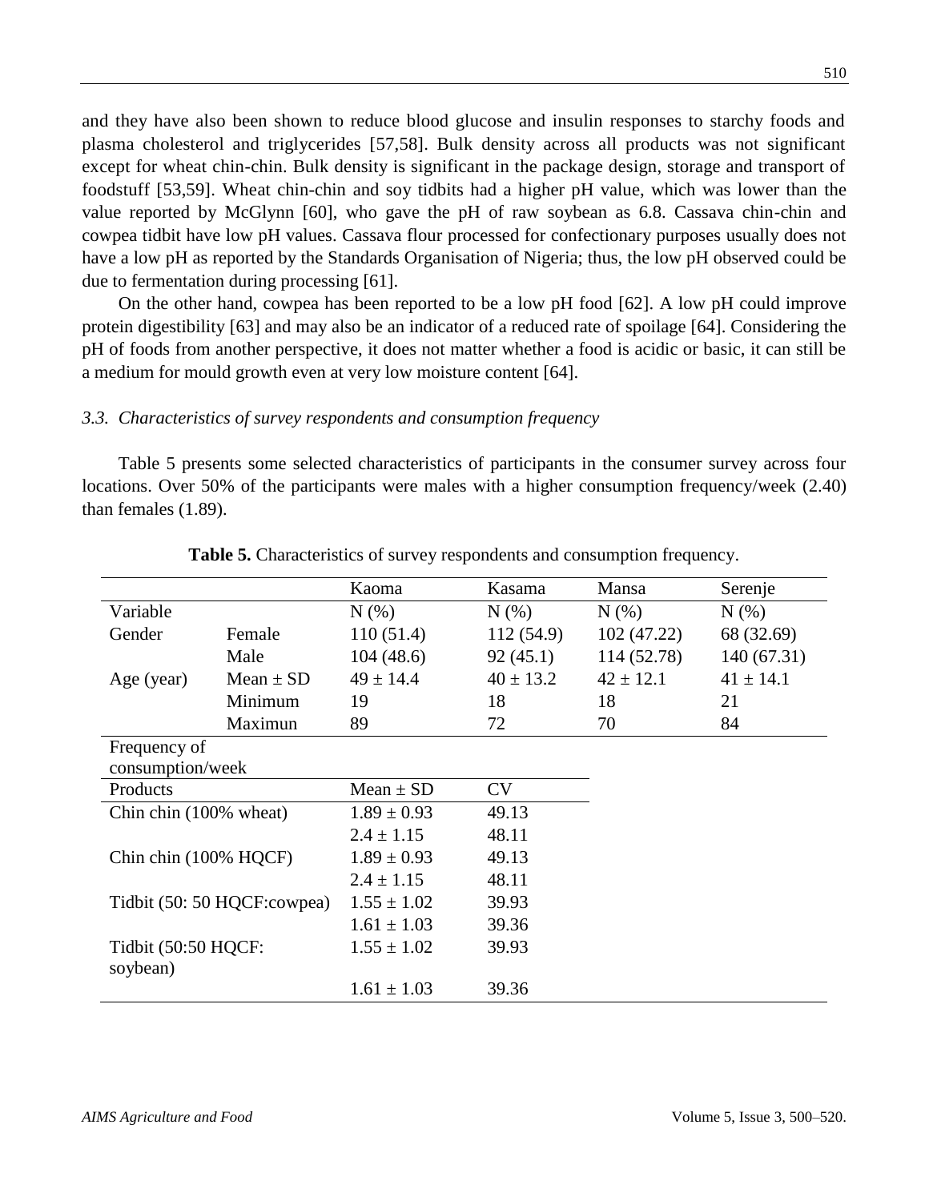and they have also been shown to reduce blood glucose and insulin responses to starchy foods and plasma cholesterol and triglycerides [57,58]. Bulk density across all products was not significant except for wheat chin-chin. Bulk density is significant in the package design, storage and transport of foodstuff [53,59]. Wheat chin-chin and soy tidbits had a higher pH value, which was lower than the value reported by McGlynn [60], who gave the pH of raw soybean as 6.8. Cassava chin-chin and cowpea tidbit have low pH values. Cassava flour processed for confectionary purposes usually does not have a low pH as reported by the Standards Organisation of Nigeria; thus, the low pH observed could be due to fermentation during processing [61].

On the other hand, cowpea has been reported to be a low pH food [62]. A low pH could improve protein digestibility [63] and may also be an indicator of a reduced rate of spoilage [64]. Considering the pH of foods from another perspective, it does not matter whether a food is acidic or basic, it can still be a medium for mould growth even at very low moisture content [64].

### *3.3. Characteristics of survey respondents and consumption frequency*

Table 5 presents some selected characteristics of participants in the consumer survey across four locations. Over 50% of the participants were males with a higher consumption frequency/week (2.40) than females (1.89).

**Table 5.** Characteristics of survey respondents and consumption frequency.

| | | Kaoma | Kasama | Mansa | Serenje |
|---|---|---|---|---|---|
| Variable | | N (%) | N (%) | N (%) | N (%) |
| Gender | Female | 110 (51.4) | 112 (54.9) | 102 (47.22) | 68 (32.69) |
| | Male | 104 (48.6) | 92 (45.1) | 114 (52.78) | 140 (67.31) |
| Age (year) | Mean ± SD | 49 ± 14.4 | 40 ± 13.2 | 42 ± 12.1 | 41 ± 14.1 |
| | Minimum | 19 | 18 | 18 | 21 |
| | Maximun | 89 | 72 | 70 | 84 |
| Frequency of consumption/week | | | | | |
| Products | | Mean ± SD | CV | | |
| Chin chin (100% wheat) | | 1.89 ± 0.93 | 49.13 | | |
| | | 2.4 ± 1.15 | 48.11 | | |
| Chin chin (100% HQCF) | | 1.89 ± 0.93 | 49.13 | | |
| | | 2.4 ± 1.15 | 48.11 | | |
| Tidbit (50: 50 HQCF:cowpea) | | 1.55 ± 1.02 | 39.93 | | |
| | | 1.61 ± 1.03 | 39.36 | | |
| Tidbit (50:50 HQCF: soybean) | | 1.55 ± 1.02 | 39.93 | | |
| | | 1.61 ± 1.03 | 39.36 | | |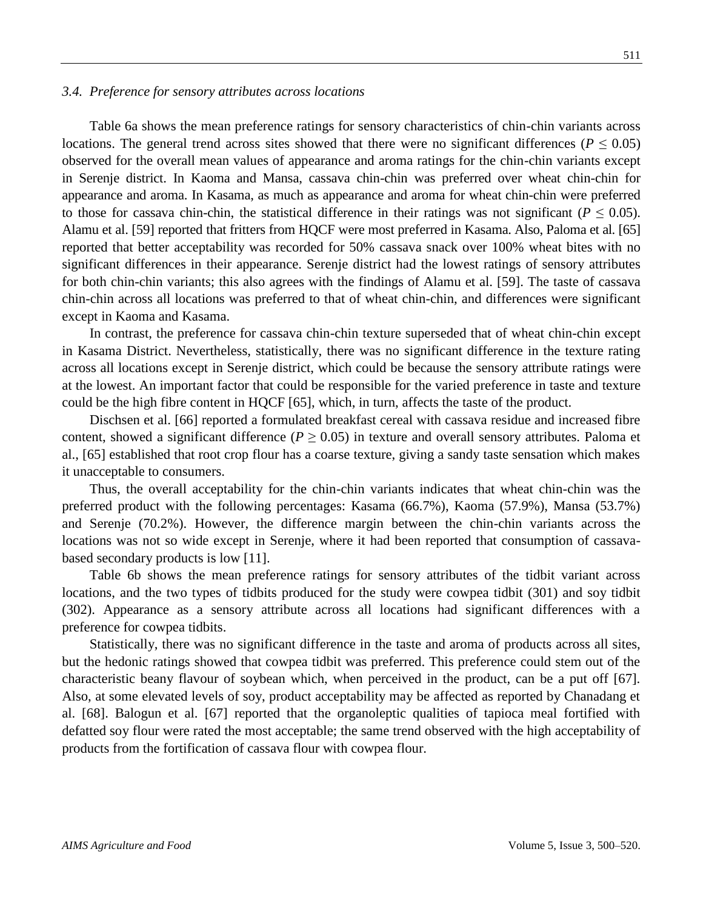### 3.4. Preference for sensory attributes across locations

Table 6a shows the mean preference ratings for sensory characteristics of chin-chin variants across locations. The general trend across sites showed that there were no significant differences ($P \leq 0.05$) observed for the overall mean values of appearance and aroma ratings for the chin-chin variants except in Serenje district. In Kaoma and Mansa, cassava chin-chin was preferred over wheat chin-chin for appearance and aroma. In Kasama, as much as appearance and aroma for wheat chin-chin were preferred to those for cassava chin-chin, the statistical difference in their ratings was not significant ($P \leq 0.05$). Alamu et al. [59] reported that fritters from HQCF were most preferred in Kasama. Also, Paloma et al. [65] reported that better acceptability was recorded for 50% cassava snack over 100% wheat bites with no significant differences in their appearance. Serenje district had the lowest ratings of sensory attributes for both chin-chin variants; this also agrees with the findings of Alamu et al. [59]. The taste of cassava chin-chin across all locations was preferred to that of wheat chin-chin, and differences were significant except in Kaoma and Kasama.

In contrast, the preference for cassava chin-chin texture superseded that of wheat chin-chin except in Kasama District. Nevertheless, statistically, there was no significant difference in the texture rating across all locations except in Serenje district, which could be because the sensory attribute ratings were at the lowest. An important factor that could be responsible for the varied preference in taste and texture could be the high fibre content in HQCF [65], which, in turn, affects the taste of the product.

Dischsen et al. [66] reported a formulated breakfast cereal with cassava residue and increased fibre content, showed a significant difference ($P \geq 0.05$) in texture and overall sensory attributes. Paloma et al., [65] established that root crop flour has a coarse texture, giving a sandy taste sensation which makes it unacceptable to consumers.

Thus, the overall acceptability for the chin-chin variants indicates that wheat chin-chin was the preferred product with the following percentages: Kasama (66.7%), Kaoma (57.9%), Mansa (53.7%) and Serenje (70.2%). However, the difference margin between the chin-chin variants across the locations was not so wide except in Serenje, where it had been reported that consumption of cassava-based secondary products is low [11].

Table 6b shows the mean preference ratings for sensory attributes of the tidbit variant across locations, and the two types of tidbits produced for the study were cowpea tidbit (301) and soy tidbit (302). Appearance as a sensory attribute across all locations had significant differences with a preference for cowpea tidbits.

Statistically, there was no significant difference in the taste and aroma of products across all sites, but the hedonic ratings showed that cowpea tidbit was preferred. This preference could stem out of the characteristic beany flavour of soybean which, when perceived in the product, can be a put off [67]. Also, at some elevated levels of soy, product acceptability may be affected as reported by Chanadang et al. [68]. Balogun et al. [67] reported that the organoleptic qualities of tapioca meal fortified with defatted soy flour were rated the most acceptable; the same trend observed with the high acceptability of products from the fortification of cassava flour with cowpea flour.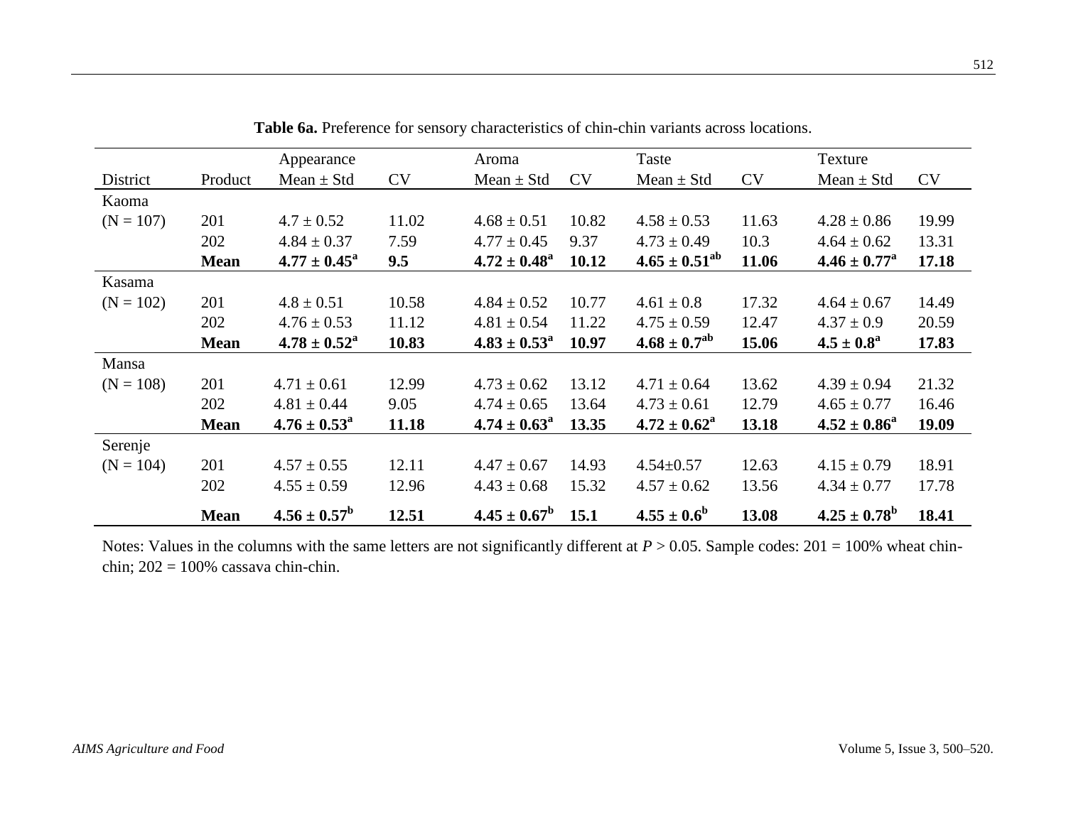**Table 6a.** Preference for sensory characteristics of chin-chin variants across locations.

| District | Product | Appearance | | Aroma | | Taste | | Texture | |
|---|---|---|---|---|---|---|---|---|---|
| | | Mean ± Std | CV | Mean ± Std | CV | Mean ± Std | CV | Mean ± Std | CV |
| Kaoma | | | | | | | | | |
| (N = 107) | 201 | 4.7 ± 0.52 | 11.02 | 4.68 ± 0.51 | 10.82 | 4.58 ± 0.53 | 11.63 | 4.28 ± 0.86 | 19.99 |
| | 202 | 4.84 ± 0.37 | 7.59 | 4.77 ± 0.45 | 9.37 | 4.73 ± 0.49 | 10.3 | 4.64 ± 0.62 | 13.31 |
| | **Mean** | **4.77 ± 0.45[a]** | **9.5** | **4.72 ± 0.48[a]** | **10.12** | **4.65 ± 0.51[ab]** | **11.06** | **4.46 ± 0.77[a]** | **17.18** |
| Kasama | | | | | | | | | |
| (N = 102) | 201 | 4.8 ± 0.51 | 10.58 | 4.84 ± 0.52 | 10.77 | 4.61 ± 0.8 | 17.32 | 4.64 ± 0.67 | 14.49 |
| | 202 | 4.76 ± 0.53 | 11.12 | 4.81 ± 0.54 | 11.22 | 4.75 ± 0.59 | 12.47 | 4.37 ± 0.9 | 20.59 |
| | **Mean** | **4.78 ± 0.52[a]** | **10.83** | **4.83 ± 0.53[a]** | **10.97** | **4.68 ± 0.7[ab]** | **15.06** | **4.5 ± 0.8[a]** | **17.83** |
| Mansa | | | | | | | | | |
| (N = 108) | 201 | 4.71 ± 0.61 | 12.99 | 4.73 ± 0.62 | 13.12 | 4.71 ± 0.64 | 13.62 | 4.39 ± 0.94 | 21.32 |
| | 202 | 4.81 ± 0.44 | 9.05 | 4.74 ± 0.65 | 13.64 | 4.73 ± 0.61 | 12.79 | 4.65 ± 0.77 | 16.46 |
| | **Mean** | **4.76 ± 0.53[a]** | **11.18** | **4.74 ± 0.63[a]** | **13.35** | **4.72 ± 0.62[a]** | **13.18** | **4.52 ± 0.86[a]** | **19.09** |
| Serenje | | | | | | | | | |
| (N = 104) | 201 | 4.57 ± 0.55 | 12.11 | 4.47 ± 0.67 | 14.93 | 4.54±0.57 | 12.63 | 4.15 ± 0.79 | 18.91 |
| | 202 | 4.55 ± 0.59 | 12.96 | 4.43 ± 0.68 | 15.32 | 4.57 ± 0.62 | 13.56 | 4.34 ± 0.77 | 17.78 |
| | **Mean** | **4.56 ± 0.57[b]** | **12.51** | **4.45 ± 0.67[b]** | **15.1** | **4.55 ± 0.6[b]** | **13.08** | **4.25 ± 0.78[b]** | **18.41** |

Notes: Values in the columns with the same letters are not significantly different at $P > 0.05$. Sample codes: 201 = 100% wheat chin-chin; 202 = 100% cassava chin-chin.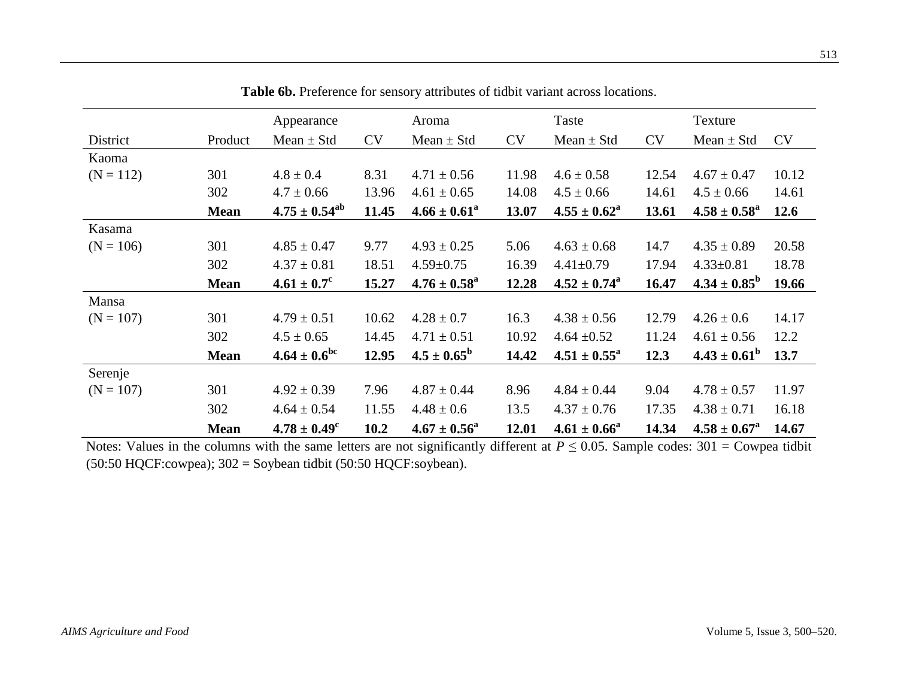**Table 6b.** Preference for sensory attributes of tidbit variant across locations.

| | | Appearance | | Aroma | | Taste | | Texture | |
|---|---|---|---|---|---|---|---|---|---|
| District | Product | Mean ± Std | CV | Mean ± Std | CV | Mean ± Std | CV | Mean ± Std | CV |
| Kaoma | | | | | | | | | |
| (N = 112) | 301 | 4.8 ± 0.4 | 8.31 | 4.71 ± 0.56 | 11.98 | 4.6 ± 0.58 | 12.54 | 4.67 ± 0.47 | 10.12 |
| | 302 | 4.7 ± 0.66 | 13.96 | 4.61 ± 0.65 | 14.08 | 4.5 ± 0.66 | 14.61 | 4.5 ± 0.66 | 14.61 |
| | **Mean** | **4.75 ± 0.54$^{ab}$** | **11.45** | **4.66 ± 0.61$^{a}$** | **13.07** | **4.55 ± 0.62$^{a}$** | **13.61** | **4.58 ± 0.58$^{a}$** | **12.6** |
| Kasama | | | | | | | | | |
| (N = 106) | 301 | 4.85 ± 0.47 | 9.77 | 4.93 ± 0.25 | 5.06 | 4.63 ± 0.68 | 14.7 | 4.35 ± 0.89 | 20.58 |
| | 302 | 4.37 ± 0.81 | 18.51 | 4.59±0.75 | 16.39 | 4.41±0.79 | 17.94 | 4.33±0.81 | 18.78 |
| | **Mean** | **4.61 ± 0.7$^{c}$** | **15.27** | **4.76 ± 0.58$^{a}$** | **12.28** | **4.52 ± 0.74$^{a}$** | **16.47** | **4.34 ± 0.85$^{b}$** | **19.66** |
| Mansa | | | | | | | | | |
| (N = 107) | 301 | 4.79 ± 0.51 | 10.62 | 4.28 ± 0.7 | 16.3 | 4.38 ± 0.56 | 12.79 | 4.26 ± 0.6 | 14.17 |
| | 302 | 4.5 ± 0.65 | 14.45 | 4.71 ± 0.51 | 10.92 | 4.64 ±0.52 | 11.24 | 4.61 ± 0.56 | 12.2 |
| | **Mean** | **4.64 ± 0.6$^{bc}$** | **12.95** | **4.5 ± 0.65$^{b}$** | **14.42** | **4.51 ± 0.55$^{a}$** | **12.3** | **4.43 ± 0.61$^{b}$** | **13.7** |
| Serenje | | | | | | | | | |
| (N = 107) | 301 | 4.92 ± 0.39 | 7.96 | 4.87 ± 0.44 | 8.96 | 4.84 ± 0.44 | 9.04 | 4.78 ± 0.57 | 11.97 |
| | 302 | 4.64 ± 0.54 | 11.55 | 4.48 ± 0.6 | 13.5 | 4.37 ± 0.76 | 17.35 | 4.38 ± 0.71 | 16.18 |
| | **Mean** | **4.78 ± 0.49$^{c}$** | **10.2** | **4.67 ± 0.56$^{a}$** | **12.01** | **4.61 ± 0.66$^{a}$** | **14.34** | **4.58 ± 0.67$^{a}$** | **14.67** |

Notes: Values in the columns with the same letters are not significantly different at $P \leq 0.05$. Sample codes: 301 = Cowpea tidbit (50:50 HQCF:cowpea); 302 = Soybean tidbit (50:50 HQCF:soybean).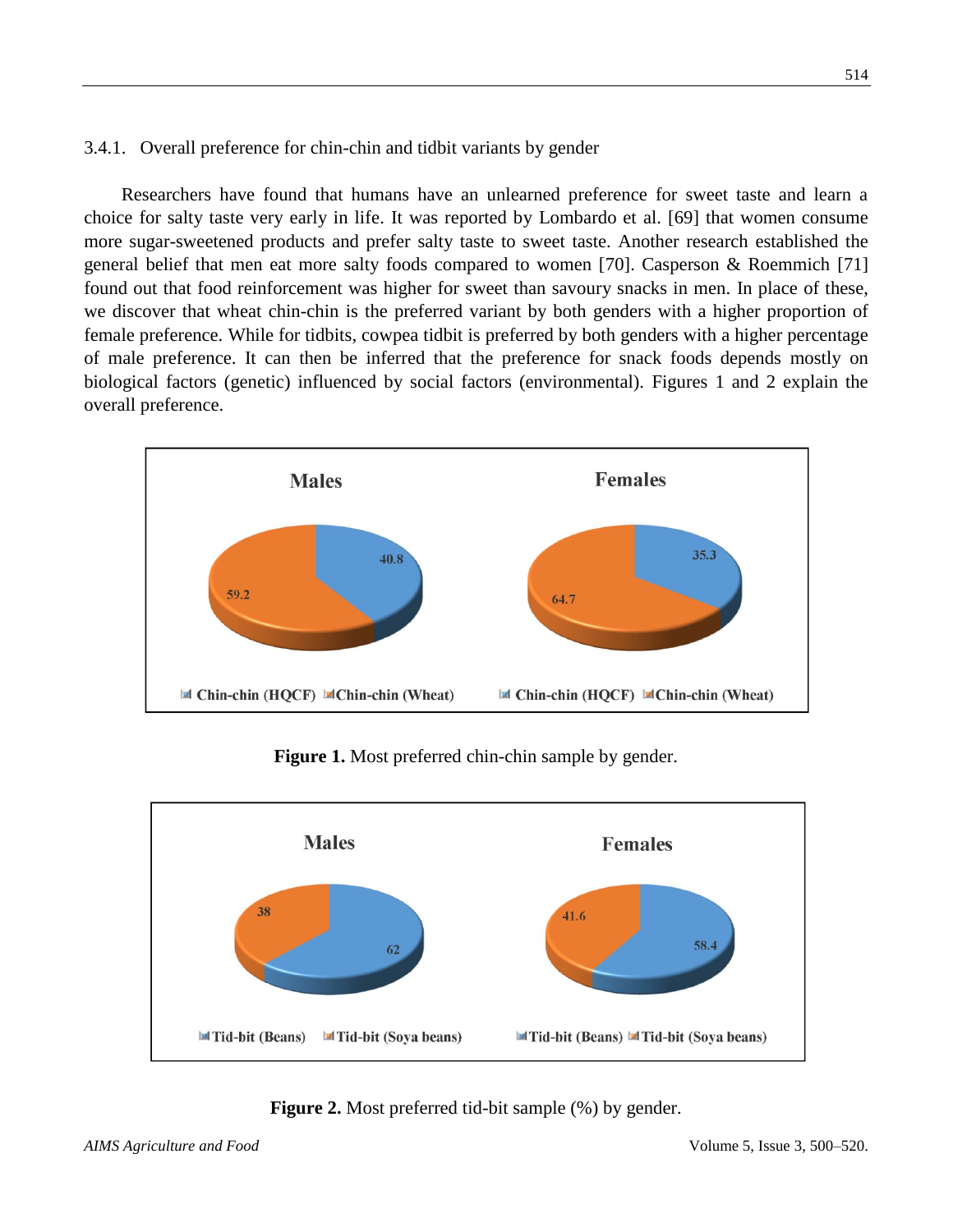### 3.4.1. Overall preference for chin-chin and tidbit variants by gender

Researchers have found that humans have an unlearned preference for sweet taste and learn a choice for salty taste very early in life. It was reported by Lombardo et al. [69] that women consume more sugar-sweetened products and prefer salty taste to sweet taste. Another research established the general belief that men eat more salty foods compared to women [70]. Casperson & Roemmich [71] found out that food reinforcement was higher for sweet than savoury snacks in men. In place of these, we discover that wheat chin-chin is the preferred variant by both genders with a higher proportion of female preference. While for tidbits, cowpea tidbit is preferred by both genders with a higher percentage of male preference. It can then be inferred that the preference for snack foods depends mostly on biological factors (genetic) influenced by social factors (environmental). Figures 1 and 2 explain the overall preference.

**Figure 1.** Most preferred chin-chin sample by gender.

**Figure 2.** Most preferred tid-bit sample (%) by gender.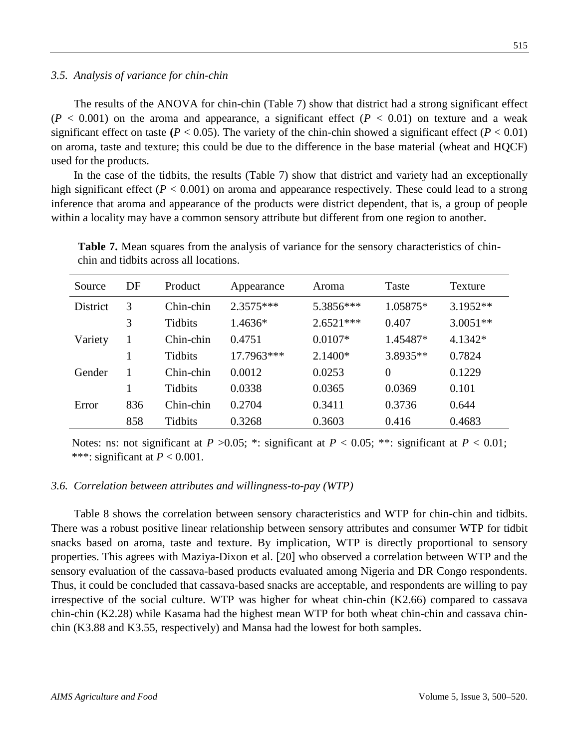### *3.5. Analysis of variance for chin-chin*

The results of the ANOVA for chin-chin (Table 7) show that district had a strong significant effect ($P < 0.001$) on the aroma and appearance, a significant effect ($P < 0.01$) on texture and a weak significant effect on taste **(**$P < 0.05$). The variety of the chin-chin showed a significant effect ($P < 0.01$) on aroma, taste and texture; this could be due to the difference in the base material (wheat and HQCF) used for the products.

In the case of the tidbits, the results (Table 7) show that district and variety had an exceptionally high significant effect ($P < 0.001$) on aroma and appearance respectively. These could lead to a strong inference that aroma and appearance of the products were district dependent, that is, a group of people within a locality may have a common sensory attribute but different from one region to another.

**Table 7.** Mean squares from the analysis of variance for the sensory characteristics of chin-chin and tidbits across all locations.

| Source | DF | Product | Appearance | Aroma | Taste | Texture |
|---|---|---|---|---|---|---|
| District | 3 | Chin-chin | 2.3575*** | 5.3856*** | 1.05875* | 3.1952** |
| | 3 | Tidbits | 1.4636* | 2.6521*** | 0.407 | 3.0051** |
| Variety | 1 | Chin-chin | 0.4751 | 0.0107* | 1.45487* | 4.1342* |
| | 1 | Tidbits | 17.7963*** | 2.1400* | 3.8935** | 0.7824 |
| Gender | 1 | Chin-chin | 0.0012 | 0.0253 | 0 | 0.1229 |
| | 1 | Tidbits | 0.0338 | 0.0365 | 0.0369 | 0.101 |
| Error | 836 | Chin-chin | 0.2704 | 0.3411 | 0.3736 | 0.644 |
| | 858 | Tidbits | 0.3268 | 0.3603 | 0.416 | 0.4683 |

Notes: ns: not significant at $P > 0.05$; *: significant at $P < 0.05$; **: significant at $P < 0.01$; ***: significant at $P < 0.001$.

### *3.6. Correlation between attributes and willingness-to-pay (WTP)*

Table 8 shows the correlation between sensory characteristics and WTP for chin-chin and tidbits. There was a robust positive linear relationship between sensory attributes and consumer WTP for tidbit snacks based on aroma, taste and texture. By implication, WTP is directly proportional to sensory properties. This agrees with Maziya-Dixon et al. [20] who observed a correlation between WTP and the sensory evaluation of the cassava-based products evaluated among Nigeria and DR Congo respondents. Thus, it could be concluded that cassava-based snacks are acceptable, and respondents are willing to pay irrespective of the social culture. WTP was higher for wheat chin-chin (K2.66) compared to cassava chin-chin (K2.28) while Kasama had the highest mean WTP for both wheat chin-chin and cassava chin-chin (K3.88 and K3.55, respectively) and Mansa had the lowest for both samples.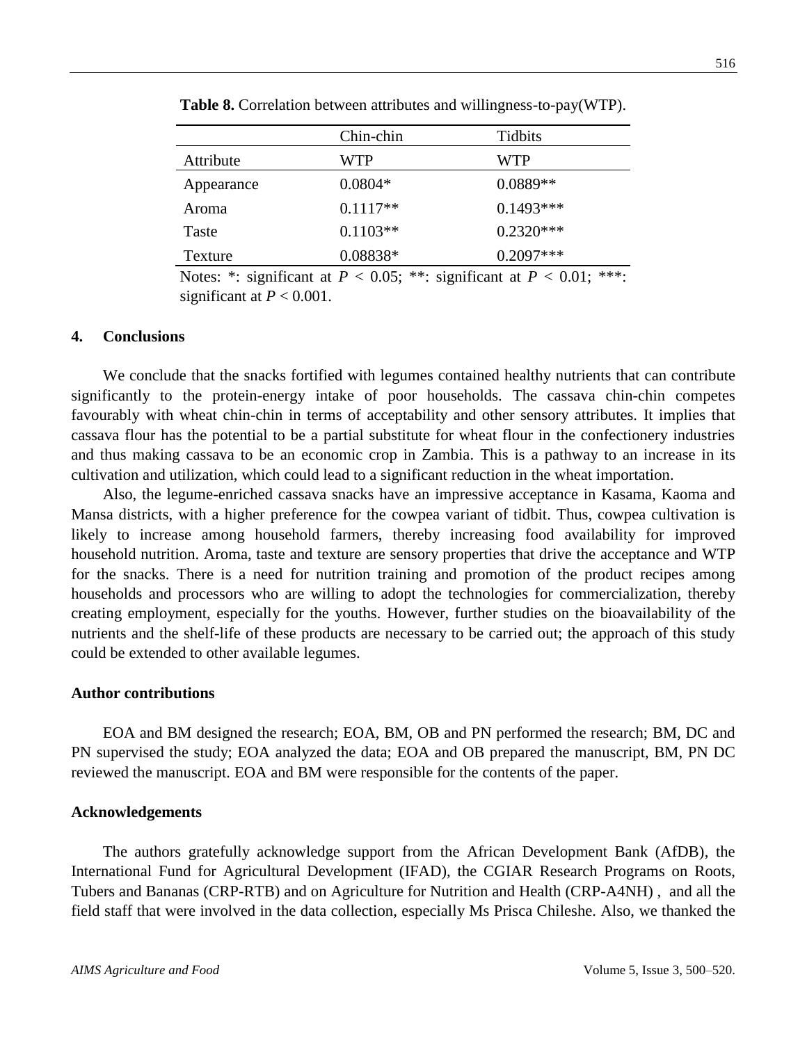**Table 8.** Correlation between attributes and willingness-to-pay(WTP).

| | Chin-chin | Tidbits |
|---|---|---|
| Attribute | WTP | WTP |
| Appearance | 0.0804* | 0.0889** |
| Aroma | 0.1117** | 0.1493*** |
| Taste | 0.1103** | 0.2320*** |
| Texture | 0.08838* | 0.2097*** |

Notes: *: significant at $P < 0.05$; **: significant at $P < 0.01$; ***: significant at $P < 0.001$.

## 4. Conclusions

We conclude that the snacks fortified with legumes contained healthy nutrients that can contribute significantly to the protein-energy intake of poor households. The cassava chin-chin competes favourably with wheat chin-chin in terms of acceptability and other sensory attributes. It implies that cassava flour has the potential to be a partial substitute for wheat flour in the confectionery industries and thus making cassava to be an economic crop in Zambia. This is a pathway to an increase in its cultivation and utilization, which could lead to a significant reduction in the wheat importation.

Also, the legume-enriched cassava snacks have an impressive acceptance in Kasama, Kaoma and Mansa districts, with a higher preference for the cowpea variant of tidbit. Thus, cowpea cultivation is likely to increase among household farmers, thereby increasing food availability for improved household nutrition. Aroma, taste and texture are sensory properties that drive the acceptance and WTP for the snacks. There is a need for nutrition training and promotion of the product recipes among households and processors who are willing to adopt the technologies for commercialization, thereby creating employment, especially for the youths. However, further studies on the bioavailability of the nutrients and the shelf-life of these products are necessary to be carried out; the approach of this study could be extended to other available legumes.

## Author contributions

EOA and BM designed the research; EOA, BM, OB and PN performed the research; BM, DC and PN supervised the study; EOA analyzed the data; EOA and OB prepared the manuscript, BM, PN DC reviewed the manuscript. EOA and BM were responsible for the contents of the paper.

## Acknowledgements

The authors gratefully acknowledge support from the African Development Bank (AfDB), the International Fund for Agricultural Development (IFAD), the CGIAR Research Programs on Roots, Tubers and Bananas (CRP-RTB) and on Agriculture for Nutrition and Health (CRP-A4NH) , and all the field staff that were involved in the data collection, especially Ms Prisca Chileshe. Also, we thanked the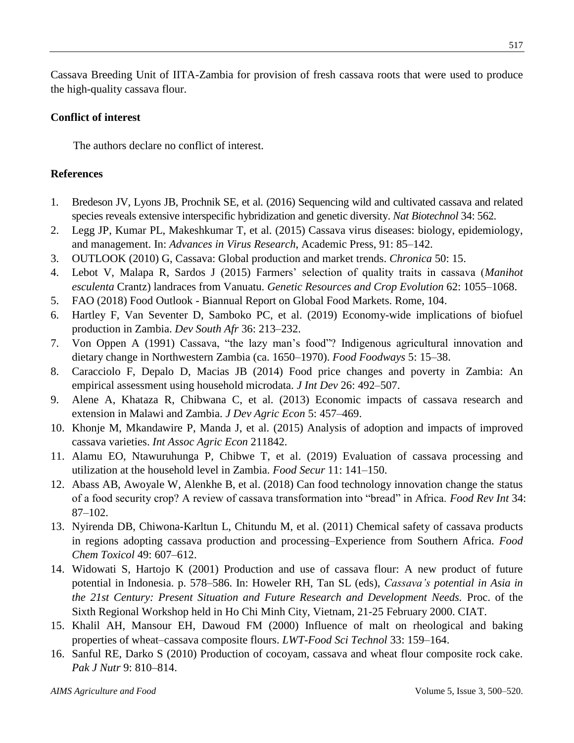Cassava Breeding Unit of IITA-Zambia for provision of fresh cassava roots that were used to produce the high-quality cassava flour.

**Conflict of interest**

The authors declare no conflict of interest.

**References**

1. Bredeson JV, Lyons JB, Prochnik SE, et al. (2016) Sequencing wild and cultivated cassava and related species reveals extensive interspecific hybridization and genetic diversity. *Nat Biotechnol* 34: 562.
2. Legg JP, Kumar PL, Makeshkumar T, et al. (2015) Cassava virus diseases: biology, epidemiology, and management. In: *Advances in Virus Research*, Academic Press, 91: 85–142.
3. OUTLOOK (2010) G, Cassava: Global production and market trends. *Chronica* 50: 15.
4. Lebot V, Malapa R, Sardos J (2015) Farmers' selection of quality traits in cassava (*Manihot esculenta* Crantz) landraces from Vanuatu. *Genetic Resources and Crop Evolution* 62: 1055–1068.
5. FAO (2018) Food Outlook - Biannual Report on Global Food Markets. Rome, 104.
6. Hartley F, Van Seventer D, Samboko PC, et al. (2019) Economy-wide implications of biofuel production in Zambia. *Dev South Afr* 36: 213–232.
7. Von Oppen A (1991) Cassava, "the lazy man's food"? Indigenous agricultural innovation and dietary change in Northwestern Zambia (ca. 1650–1970). *Food Foodways* 5: 15–38.
8. Caracciolo F, Depalo D, Macias JB (2014) Food price changes and poverty in Zambia: An empirical assessment using household microdata. *J Int Dev* 26: 492–507.
9. Alene A, Khataza R, Chibwana C, et al. (2013) Economic impacts of cassava research and extension in Malawi and Zambia. *J Dev Agric Econ* 5: 457–469.
10. Khonje M, Mkandawire P, Manda J, et al. (2015) Analysis of adoption and impacts of improved cassava varieties. *Int Assoc Agric Econ* 211842.
11. Alamu EO, Ntawuruhunga P, Chibwe T, et al. (2019) Evaluation of cassava processing and utilization at the household level in Zambia. *Food Secur* 11: 141–150.
12. Abass AB, Awoyale W, Alenkhe B, et al. (2018) Can food technology innovation change the status of a food security crop? A review of cassava transformation into "bread" in Africa. *Food Rev Int* 34: 87–102.
13. Nyirenda DB, Chiwona-Karltun L, Chitundu M, et al. (2011) Chemical safety of cassava products in regions adopting cassava production and processing–Experience from Southern Africa. *Food Chem Toxicol* 49: 607–612.
14. Widowati S, Hartojo K (2001) Production and use of cassava flour: A new product of future potential in Indonesia. p. 578–586. In: Howeler RH, Tan SL (eds), *Cassava's potential in Asia in the 21st Century: Present Situation and Future Research and Development Needs.* Proc. of the Sixth Regional Workshop held in Ho Chi Minh City, Vietnam, 21-25 February 2000. CIAT.
15. Khalil AH, Mansour EH, Dawoud FM (2000) Influence of malt on rheological and baking properties of wheat–cassava composite flours. *LWT-Food Sci Technol* 33: 159–164.
16. Sanful RE, Darko S (2010) Production of cocoyam, cassava and wheat flour composite rock cake. *Pak J Nutr* 9: 810–814.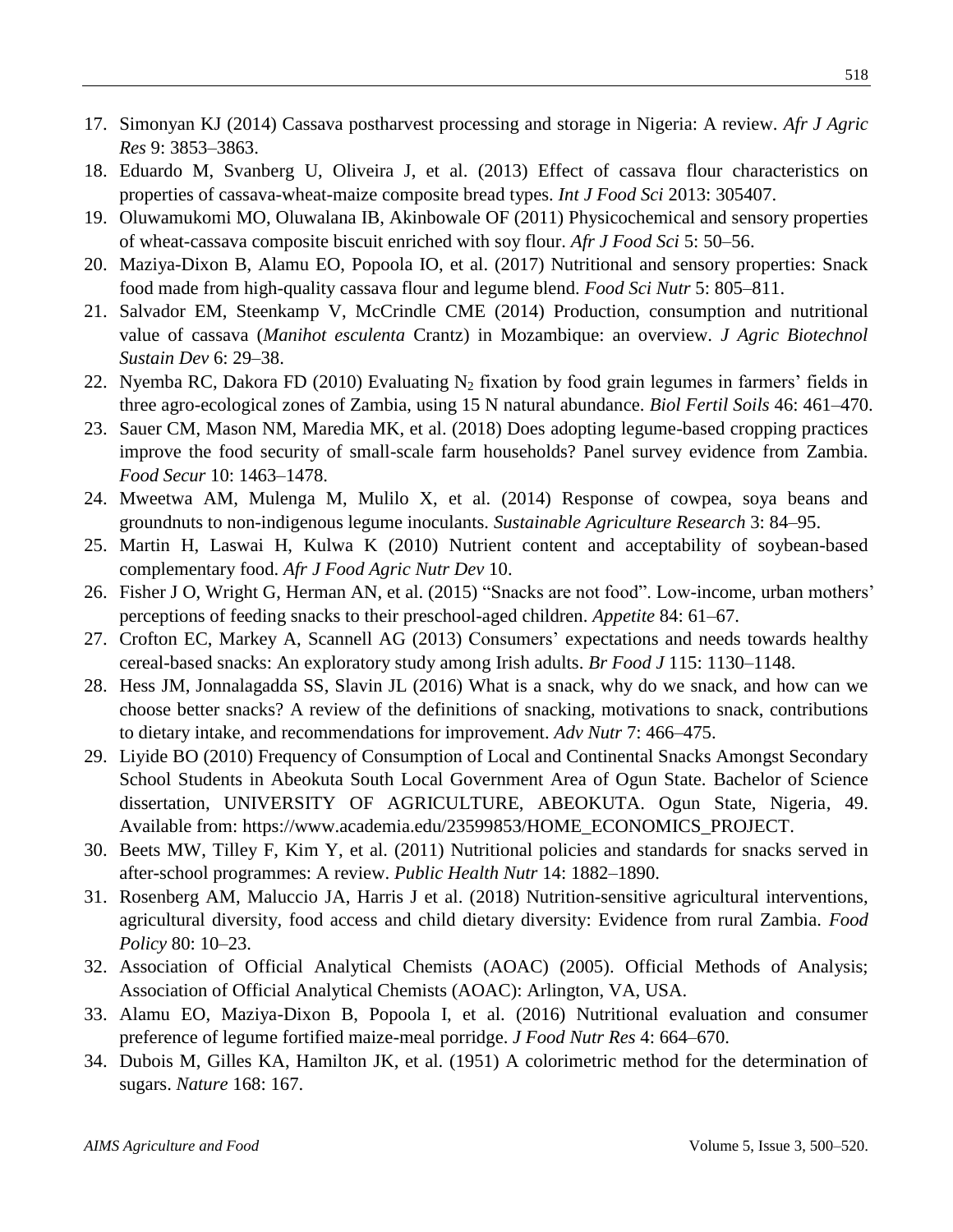17. Simonyan KJ (2014) Cassava postharvest processing and storage in Nigeria: A review. *Afr J Agric Res* 9: 3853–3863.
18. Eduardo M, Svanberg U, Oliveira J, et al. (2013) Effect of cassava flour characteristics on properties of cassava-wheat-maize composite bread types. *Int J Food Sci* 2013: 305407.
19. Oluwamukomi MO, Oluwalana IB, Akinbowale OF (2011) Physicochemical and sensory properties of wheat-cassava composite biscuit enriched with soy flour. *Afr J Food Sci* 5: 50–56.
20. Maziya-Dixon B, Alamu EO, Popoola IO, et al. (2017) Nutritional and sensory properties: Snack food made from high-quality cassava flour and legume blend. *Food Sci Nutr* 5: 805–811.
21. Salvador EM, Steenkamp V, McCrindle CME (2014) Production, consumption and nutritional value of cassava (*Manihot esculenta* Crantz) in Mozambique: an overview. *J Agric Biotechnol Sustain Dev* 6: 29–38.
22. Nyemba RC, Dakora FD (2010) Evaluating $N_2$ fixation by food grain legumes in farmers' fields in three agro-ecological zones of Zambia, using 15 N natural abundance. *Biol Fertil Soils* 46: 461–470.
23. Sauer CM, Mason NM, Maredia MK, et al. (2018) Does adopting legume-based cropping practices improve the food security of small-scale farm households? Panel survey evidence from Zambia. *Food Secur* 10: 1463–1478.
24. Mweetwa AM, Mulenga M, Mulilo X, et al. (2014) Response of cowpea, soya beans and groundnuts to non-indigenous legume inoculants. *Sustainable Agriculture Research* 3: 84–95.
25. Martin H, Laswai H, Kulwa K (2010) Nutrient content and acceptability of soybean-based complementary food. *Afr J Food Agric Nutr Dev* 10.
26. Fisher J O, Wright G, Herman AN, et al. (2015) "Snacks are not food". Low-income, urban mothers' perceptions of feeding snacks to their preschool-aged children. *Appetite* 84: 61–67.
27. Crofton EC, Markey A, Scannell AG (2013) Consumers' expectations and needs towards healthy cereal-based snacks: An exploratory study among Irish adults. *Br Food J* 115: 1130–1148.
28. Hess JM, Jonnalagadda SS, Slavin JL (2016) What is a snack, why do we snack, and how can we choose better snacks? A review of the definitions of snacking, motivations to snack, contributions to dietary intake, and recommendations for improvement. *Adv Nutr* 7: 466–475.
29. Liyide BO (2010) Frequency of Consumption of Local and Continental Snacks Amongst Secondary School Students in Abeokuta South Local Government Area of Ogun State. Bachelor of Science dissertation, UNIVERSITY OF AGRICULTURE, ABEOKUTA. Ogun State, Nigeria, 49. Available from: https://www.academia.edu/23599853/HOME_ECONOMICS_PROJECT.
30. Beets MW, Tilley F, Kim Y, et al. (2011) Nutritional policies and standards for snacks served in after-school programmes: A review. *Public Health Nutr* 14: 1882–1890.
31. Rosenberg AM, Maluccio JA, Harris J et al. (2018) Nutrition-sensitive agricultural interventions, agricultural diversity, food access and child dietary diversity: Evidence from rural Zambia. *Food Policy* 80: 10–23.
32. Association of Official Analytical Chemists (AOAC) (2005). Official Methods of Analysis; Association of Official Analytical Chemists (AOAC): Arlington, VA, USA.
33. Alamu EO, Maziya-Dixon B, Popoola I, et al. (2016) Nutritional evaluation and consumer preference of legume fortified maize-meal porridge. *J Food Nutr Res* 4: 664–670.
34. Dubois M, Gilles KA, Hamilton JK, et al. (1951) A colorimetric method for the determination of sugars. *Nature* 168: 167.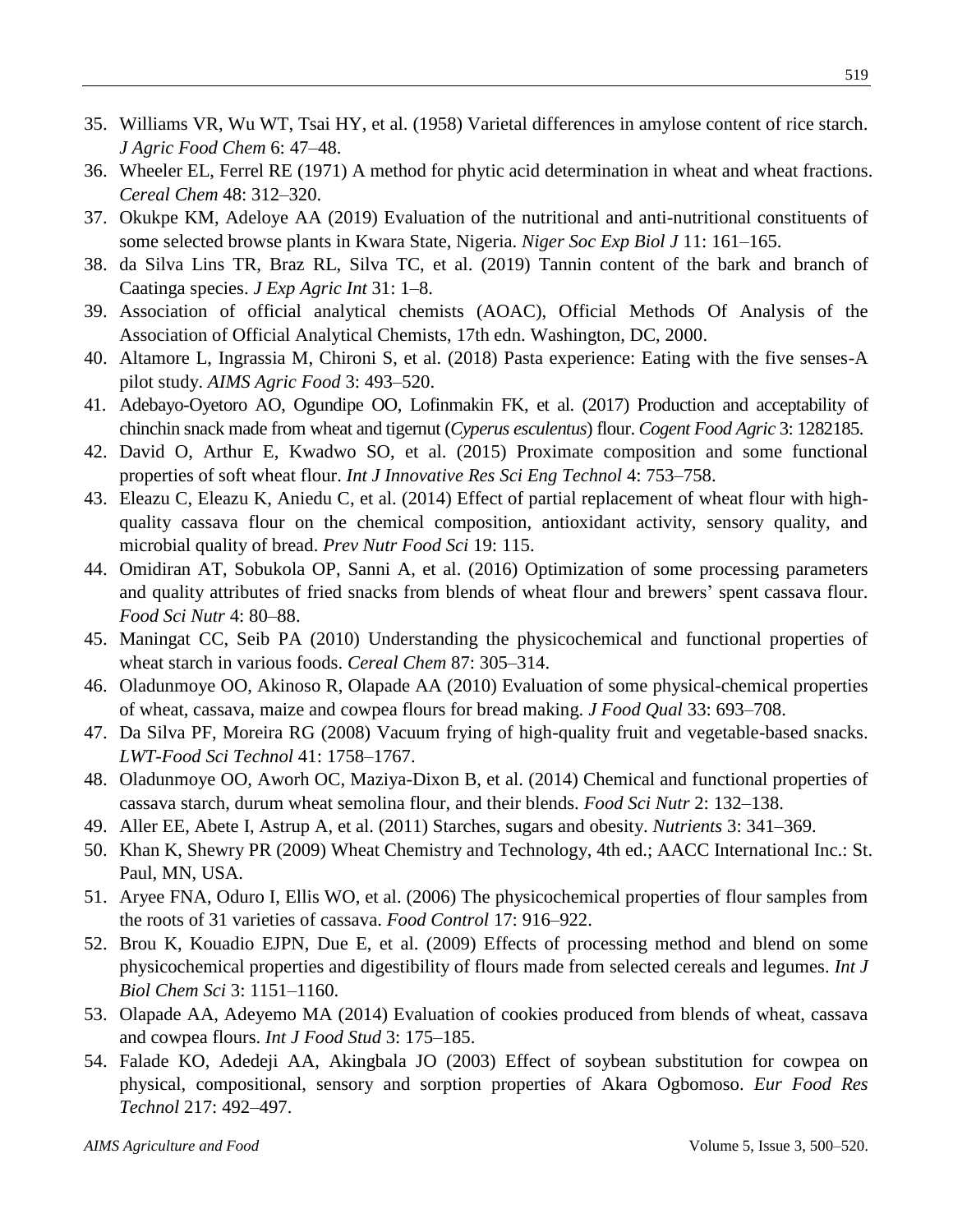35. Williams VR, Wu WT, Tsai HY, et al. (1958) Varietal differences in amylose content of rice starch. *J Agric Food Chem* 6: 47–48.
36. Wheeler EL, Ferrel RE (1971) A method for phytic acid determination in wheat and wheat fractions. *Cereal Chem* 48: 312–320.
37. Okukpe KM, Adeloye AA (2019) Evaluation of the nutritional and anti-nutritional constituents of some selected browse plants in Kwara State, Nigeria. *Niger Soc Exp Biol J* 11: 161–165.
38. da Silva Lins TR, Braz RL, Silva TC, et al. (2019) Tannin content of the bark and branch of Caatinga species. *J Exp Agric Int* 31: 1–8.
39. Association of official analytical chemists (AOAC), Official Methods Of Analysis of the Association of Official Analytical Chemists, 17th edn. Washington, DC, 2000.
40. Altamore L, Ingrassia M, Chironi S, et al. (2018) Pasta experience: Eating with the five senses-A pilot study. *AIMS Agric Food* 3: 493–520.
41. Adebayo-Oyetoro AO, Ogundipe OO, Lofinmakin FK, et al. (2017) Production and acceptability of chinchin snack made from wheat and tigernut (*Cyperus esculentus*) flour. *Cogent Food Agric* 3: 1282185.
42. David O, Arthur E, Kwadwo SO, et al. (2015) Proximate composition and some functional properties of soft wheat flour. *Int J Innovative Res Sci Eng Technol* 4: 753–758.
43. Eleazu C, Eleazu K, Aniedu C, et al. (2014) Effect of partial replacement of wheat flour with high-quality cassava flour on the chemical composition, antioxidant activity, sensory quality, and microbial quality of bread. *Prev Nutr Food Sci* 19: 115.
44. Omidiran AT, Sobukola OP, Sanni A, et al. (2016) Optimization of some processing parameters and quality attributes of fried snacks from blends of wheat flour and brewers' spent cassava flour. *Food Sci Nutr* 4: 80–88.
45. Maningat CC, Seib PA (2010) Understanding the physicochemical and functional properties of wheat starch in various foods. *Cereal Chem* 87: 305–314.
46. Oladunmoye OO, Akinoso R, Olapade AA (2010) Evaluation of some physical-chemical properties of wheat, cassava, maize and cowpea flours for bread making. *J Food Qual* 33: 693–708.
47. Da Silva PF, Moreira RG (2008) Vacuum frying of high-quality fruit and vegetable-based snacks. *LWT-Food Sci Technol* 41: 1758–1767.
48. Oladunmoye OO, Aworh OC, Maziya-Dixon B, et al. (2014) Chemical and functional properties of cassava starch, durum wheat semolina flour, and their blends. *Food Sci Nutr* 2: 132–138.
49. Aller EE, Abete I, Astrup A, et al. (2011) Starches, sugars and obesity. *Nutrients* 3: 341–369.
50. Khan K, Shewry PR (2009) Wheat Chemistry and Technology, 4th ed.; AACC International Inc.: St. Paul, MN, USA.
51. Aryee FNA, Oduro I, Ellis WO, et al. (2006) The physicochemical properties of flour samples from the roots of 31 varieties of cassava. *Food Control* 17: 916–922.
52. Brou K, Kouadio EJPN, Due E, et al. (2009) Effects of processing method and blend on some physicochemical properties and digestibility of flours made from selected cereals and legumes. *Int J Biol Chem Sci* 3: 1151–1160.
53. Olapade AA, Adeyemo MA (2014) Evaluation of cookies produced from blends of wheat, cassava and cowpea flours. *Int J Food Stud* 3: 175–185.
54. Falade KO, Adedeji AA, Akingbala JO (2003) Effect of soybean substitution for cowpea on physical, compositional, sensory and sorption properties of Akara Ogbomoso. *Eur Food Res Technol* 217: 492–497.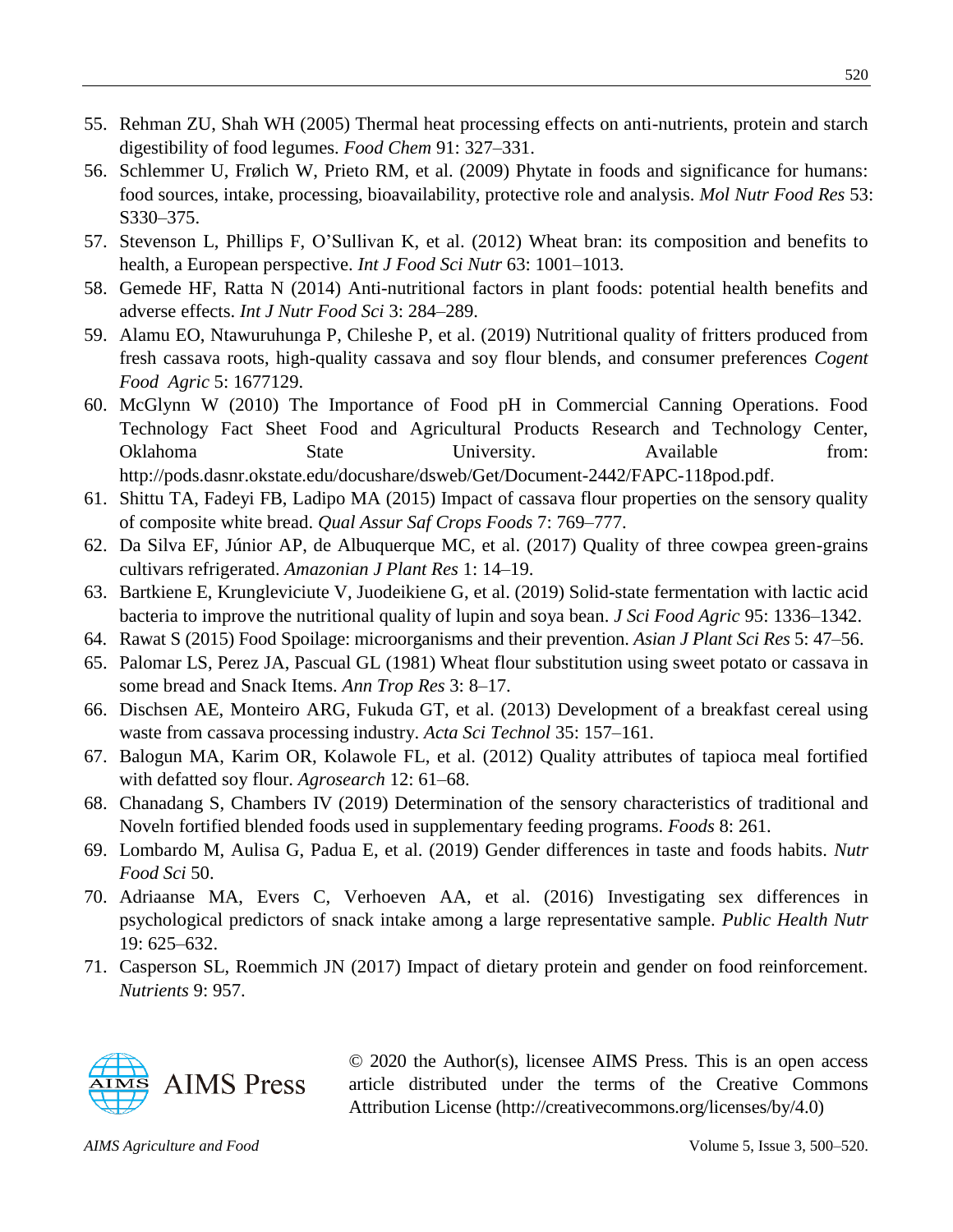55. Rehman ZU, Shah WH (2005) Thermal heat processing effects on anti-nutrients, protein and starch digestibility of food legumes. *Food Chem* 91: 327–331.
56. Schlemmer U, Frølich W, Prieto RM, et al. (2009) Phytate in foods and significance for humans: food sources, intake, processing, bioavailability, protective role and analysis. *Mol Nutr Food Res* 53: S330–375.
57. Stevenson L, Phillips F, O'Sullivan K, et al. (2012) Wheat bran: its composition and benefits to health, a European perspective. *Int J Food Sci Nutr* 63: 1001–1013.
58. Gemede HF, Ratta N (2014) Anti-nutritional factors in plant foods: potential health benefits and adverse effects. *Int J Nutr Food Sci* 3: 284–289.
59. Alamu EO, Ntawuruhunga P, Chileshe P, et al. (2019) Nutritional quality of fritters produced from fresh cassava roots, high-quality cassava and soy flour blends, and consumer preferences *Cogent Food Agric* 5: 1677129.
60. McGlynn W (2010) The Importance of Food pH in Commercial Canning Operations. Food Technology Fact Sheet Food and Agricultural Products Research and Technology Center, Oklahoma State University. Available from: http://pods.dasnr.okstate.edu/docushare/dsweb/Get/Document-2442/FAPC-118pod.pdf.
61. Shittu TA, Fadeyi FB, Ladipo MA (2015) Impact of cassava flour properties on the sensory quality of composite white bread. *Qual Assur Saf Crops Foods* 7: 769–777.
62. Da Silva EF, Júnior AP, de Albuquerque MC, et al. (2017) Quality of three cowpea green-grains cultivars refrigerated. *Amazonian J Plant Res* 1: 14–19.
63. Bartkiene E, Krungleviciute V, Juodeikiene G, et al. (2019) Solid-state fermentation with lactic acid bacteria to improve the nutritional quality of lupin and soya bean. *J Sci Food Agric* 95: 1336–1342.
64. Rawat S (2015) Food Spoilage: microorganisms and their prevention. *Asian J Plant Sci Res* 5: 47–56.
65. Palomar LS, Perez JA, Pascual GL (1981) Wheat flour substitution using sweet potato or cassava in some bread and Snack Items. *Ann Trop Res* 3: 8–17.
66. Dischsen AE, Monteiro ARG, Fukuda GT, et al. (2013) Development of a breakfast cereal using waste from cassava processing industry. *Acta Sci Technol* 35: 157–161.
67. Balogun MA, Karim OR, Kolawole FL, et al. (2012) Quality attributes of tapioca meal fortified with defatted soy flour. *Agrosearch* 12: 61–68.
68. Chanadang S, Chambers IV (2019) Determination of the sensory characteristics of traditional and Noveln fortified blended foods used in supplementary feeding programs. *Foods* 8: 261.
69. Lombardo M, Aulisa G, Padua E, et al. (2019) Gender differences in taste and foods habits. *Nutr Food Sci* 50.
70. Adriaanse MA, Evers C, Verhoeven AA, et al. (2016) Investigating sex differences in psychological predictors of snack intake among a large representative sample. *Public Health Nutr* 19: 625–632.
71. Casperson SL, Roemmich JN (2017) Impact of dietary protein and gender on food reinforcement. *Nutrients* 9: 957.

AIMS Press

© 2020 the Author(s), licensee AIMS Press. This is an open access article distributed under the terms of the Creative Commons Attribution License (http://creativecommons.org/licenses/by/4.0)